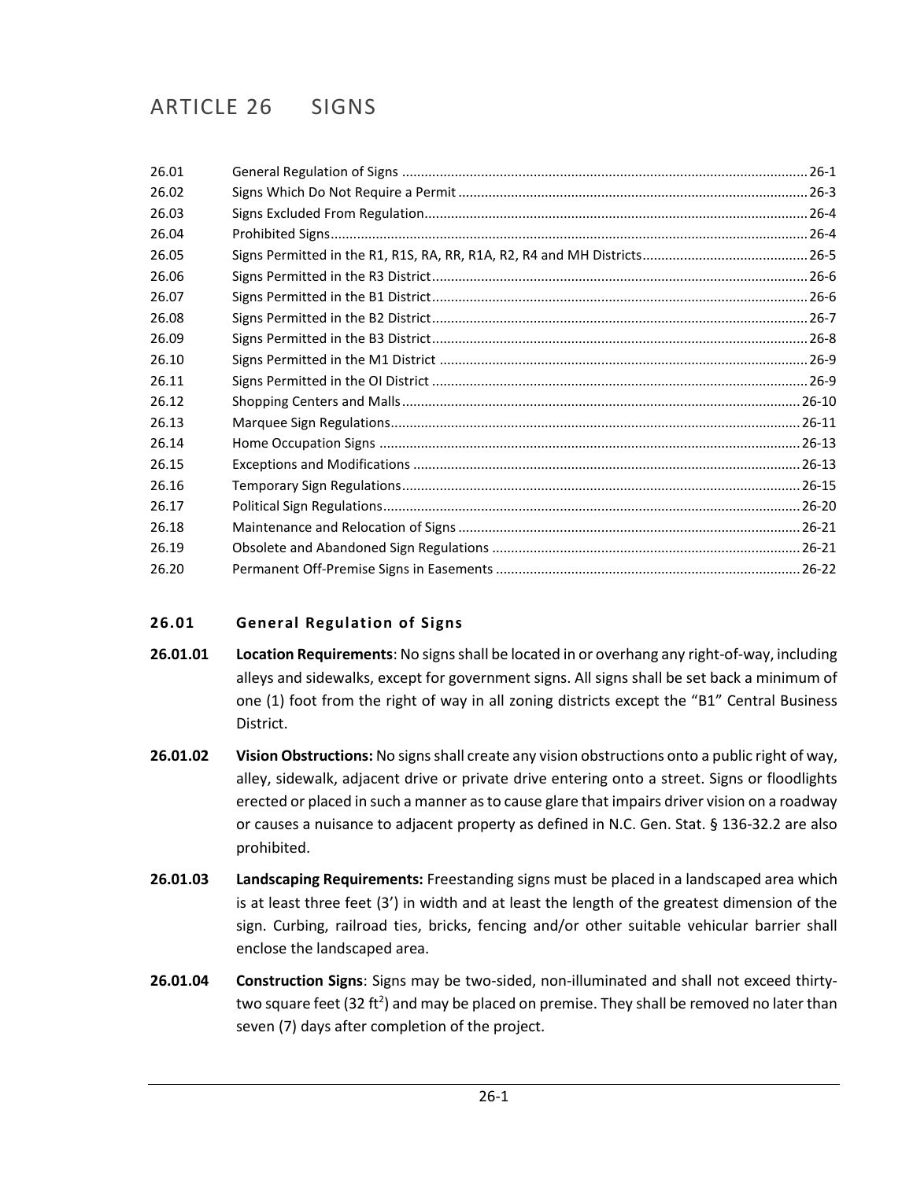# ARTICLE 26 SIGNS

| | | |
|---|---|---|
| 26.01 | General Regulation of Signs | 26-1 |
| 26.02 | Signs Which Do Not Require a Permit | 26-3 |
| 26.03 | Signs Excluded From Regulation | 26-4 |
| 26.04 | Prohibited Signs | 26-4 |
| 26.05 | Signs Permitted in the R1, R1S, RA, RR, R1A, R2, R4 and MH Districts | 26-5 |
| 26.06 | Signs Permitted in the R3 District | 26-6 |
| 26.07 | Signs Permitted in the B1 District | 26-6 |
| 26.08 | Signs Permitted in the B2 District | 26-7 |
| 26.09 | Signs Permitted in the B3 District | 26-8 |
| 26.10 | Signs Permitted in the M1 District | 26-9 |
| 26.11 | Signs Permitted in the OI District | 26-9 |
| 26.12 | Shopping Centers and Malls | 26-10 |
| 26.13 | Marquee Sign Regulations | 26-11 |
| 26.14 | Home Occupation Signs | 26-13 |
| 26.15 | Exceptions and Modifications | 26-13 |
| 26.16 | Temporary Sign Regulations | 26-15 |
| 26.17 | Political Sign Regulations | 26-20 |
| 26.18 | Maintenance and Relocation of Signs | 26-21 |
| 26.19 | Obsolete and Abandoned Sign Regulations | 26-21 |
| 26.20 | Permanent Off-Premise Signs in Easements | 26-22 |

## 26.01 General Regulation of Signs

**26.01.01 Location Requirements**: No signs shall be located in or overhang any right-of-way, including alleys and sidewalks, except for government signs. All signs shall be set back a minimum of one (1) foot from the right of way in all zoning districts except the "B1" Central Business District.

**26.01.02 Vision Obstructions:** No signs shall create any vision obstructions onto a public right of way, alley, sidewalk, adjacent drive or private drive entering onto a street. Signs or floodlights erected or placed in such a manner as to cause glare that impairs driver vision on a roadway or causes a nuisance to adjacent property as defined in N.C. Gen. Stat. § 136-32.2 are also prohibited.

**26.01.03 Landscaping Requirements:** Freestanding signs must be placed in a landscaped area which is at least three feet (3') in width and at least the length of the greatest dimension of the sign. Curbing, railroad ties, bricks, fencing and/or other suitable vehicular barrier shall enclose the landscaped area.

**26.01.04 Construction Signs**: Signs may be two-sided, non-illuminated and shall not exceed thirty-two square feet (32 $ft^2$) and may be placed on premise. They shall be removed no later than seven (7) days after completion of the project.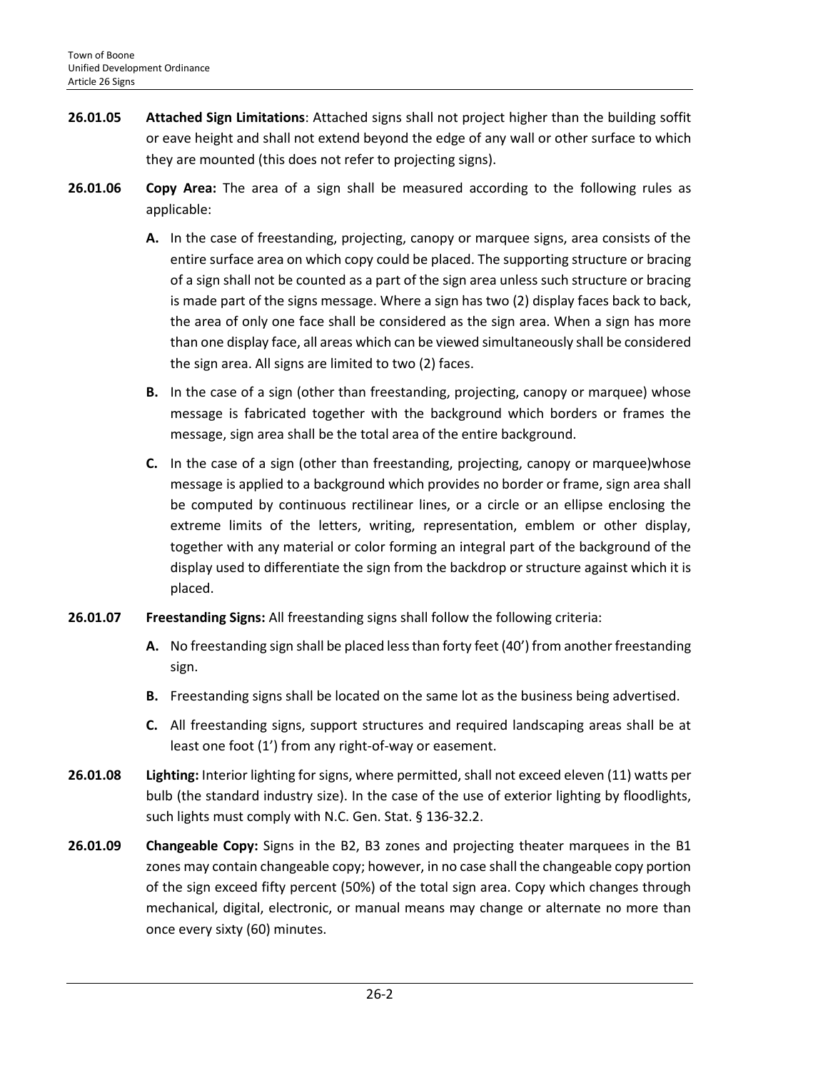**26.01.05 Attached Sign Limitations**: Attached signs shall not project higher than the building soffit or eave height and shall not extend beyond the edge of any wall or other surface to which they are mounted (this does not refer to projecting signs).

**26.01.06 Copy Area:** The area of a sign shall be measured according to the following rules as applicable:

**A.** In the case of freestanding, projecting, canopy or marquee signs, area consists of the entire surface area on which copy could be placed. The supporting structure or bracing of a sign shall not be counted as a part of the sign area unless such structure or bracing is made part of the signs message. Where a sign has two (2) display faces back to back, the area of only one face shall be considered as the sign area. When a sign has more than one display face, all areas which can be viewed simultaneously shall be considered the sign area. All signs are limited to two (2) faces.

**B.** In the case of a sign (other than freestanding, projecting, canopy or marquee) whose message is fabricated together with the background which borders or frames the message, sign area shall be the total area of the entire background.

**C.** In the case of a sign (other than freestanding, projecting, canopy or marquee)whose message is applied to a background which provides no border or frame, sign area shall be computed by continuous rectilinear lines, or a circle or an ellipse enclosing the extreme limits of the letters, writing, representation, emblem or other display, together with any material or color forming an integral part of the background of the display used to differentiate the sign from the backdrop or structure against which it is placed.

**26.01.07 Freestanding Signs:** All freestanding signs shall follow the following criteria:

**A.** No freestanding sign shall be placed less than forty feet (40') from another freestanding sign.

**B.** Freestanding signs shall be located on the same lot as the business being advertised.

**C.** All freestanding signs, support structures and required landscaping areas shall be at least one foot (1') from any right-of-way or easement.

**26.01.08 Lighting:** Interior lighting for signs, where permitted, shall not exceed eleven (11) watts per bulb (the standard industry size). In the case of the use of exterior lighting by floodlights, such lights must comply with N.C. Gen. Stat. § 136-32.2.

**26.01.09 Changeable Copy:** Signs in the B2, B3 zones and projecting theater marquees in the B1 zones may contain changeable copy; however, in no case shall the changeable copy portion of the sign exceed fifty percent (50%) of the total sign area. Copy which changes through mechanical, digital, electronic, or manual means may change or alternate no more than once every sixty (60) minutes.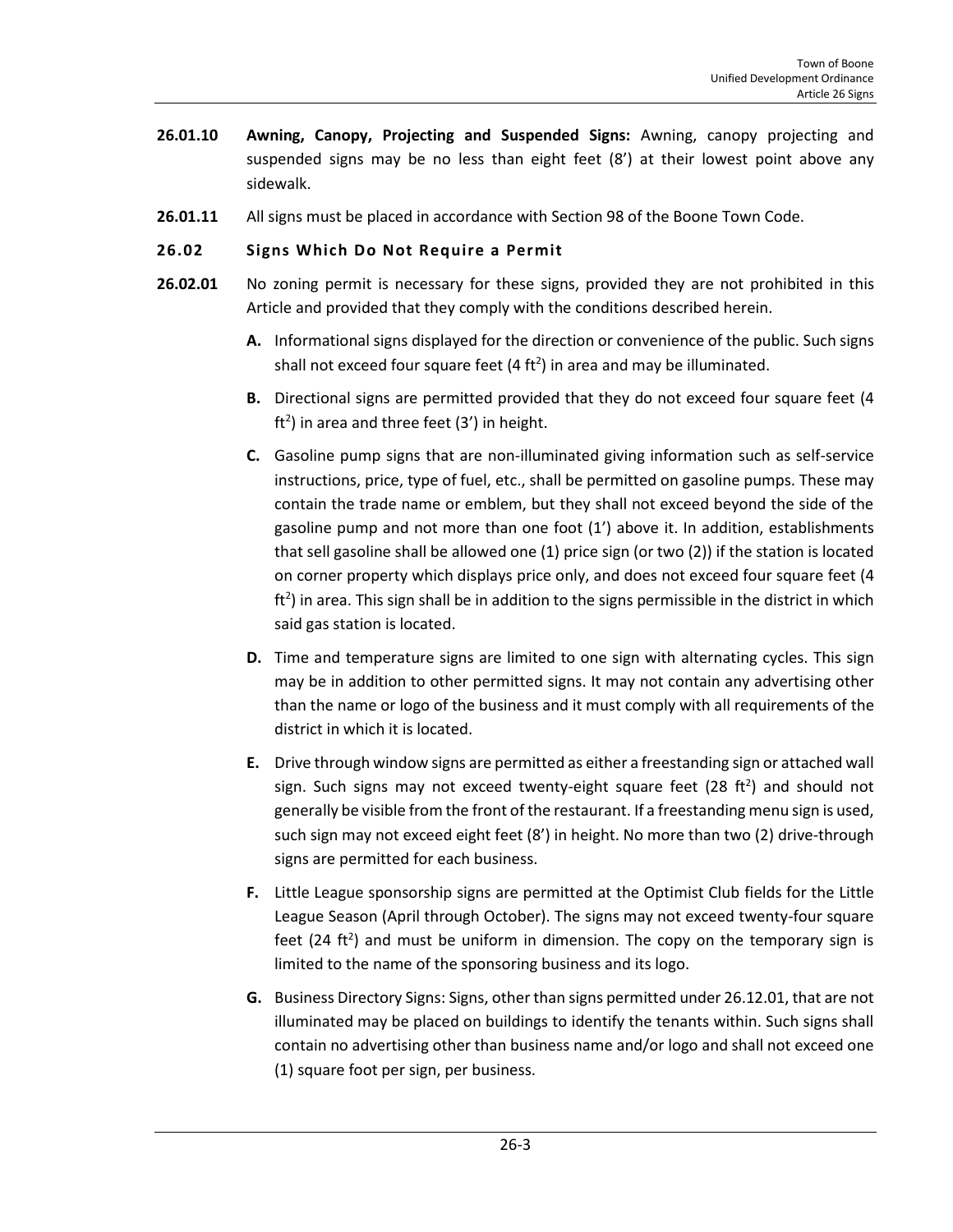**26.01.10** **Awning, Canopy, Projecting and Suspended Signs:** Awning, canopy projecting and suspended signs may be no less than eight feet (8') at their lowest point above any sidewalk.

**26.01.11** All signs must be placed in accordance with Section 98 of the Boone Town Code.

## 26.02 Signs Which Do Not Require a Permit

**26.02.01** No zoning permit is necessary for these signs, provided they are not prohibited in this Article and provided that they comply with the conditions described herein.

- **A.** Informational signs displayed for the direction or convenience of the public. Such signs shall not exceed four square feet (4 $ft^2$) in area and may be illuminated.
- **B.** Directional signs are permitted provided that they do not exceed four square feet (4 $ft^2$) in area and three feet (3') in height.
- **C.** Gasoline pump signs that are non-illuminated giving information such as self-service instructions, price, type of fuel, etc., shall be permitted on gasoline pumps. These may contain the trade name or emblem, but they shall not exceed beyond the side of the gasoline pump and not more than one foot (1') above it. In addition, establishments that sell gasoline shall be allowed one (1) price sign (or two (2)) if the station is located on corner property which displays price only, and does not exceed four square feet (4 $ft^2$) in area. This sign shall be in addition to the signs permissible in the district in which said gas station is located.
- **D.** Time and temperature signs are limited to one sign with alternating cycles. This sign may be in addition to other permitted signs. It may not contain any advertising other than the name or logo of the business and it must comply with all requirements of the district in which it is located.
- **E.** Drive through window signs are permitted as either a freestanding sign or attached wall sign. Such signs may not exceed twenty-eight square feet (28 $ft^2$) and should not generally be visible from the front of the restaurant. If a freestanding menu sign is used, such sign may not exceed eight feet (8') in height. No more than two (2) drive-through signs are permitted for each business.
- **F.** Little League sponsorship signs are permitted at the Optimist Club fields for the Little League Season (April through October). The signs may not exceed twenty-four square feet (24 $ft^2$) and must be uniform in dimension. The copy on the temporary sign is limited to the name of the sponsoring business and its logo.
- **G.** Business Directory Signs: Signs, other than signs permitted under 26.12.01, that are not illuminated may be placed on buildings to identify the tenants within. Such signs shall contain no advertising other than business name and/or logo and shall not exceed one (1) square foot per sign, per business.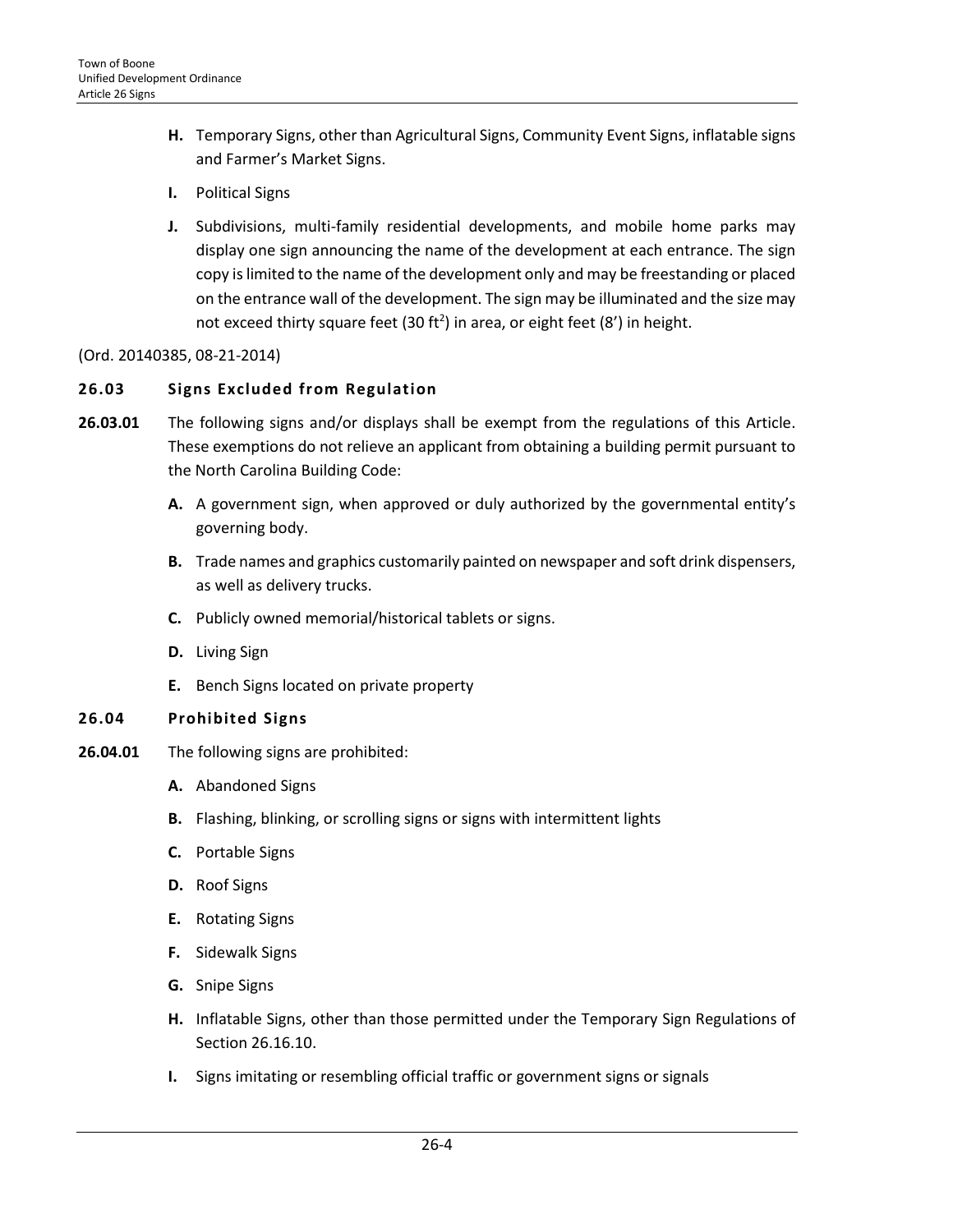**H.** Temporary Signs, other than Agricultural Signs, Community Event Signs, inflatable signs and Farmer's Market Signs.

**I.** Political Signs

**J.** Subdivisions, multi-family residential developments, and mobile home parks may display one sign announcing the name of the development at each entrance. The sign copy is limited to the name of the development only and may be freestanding or placed on the entrance wall of the development. The sign may be illuminated and the size may not exceed thirty square feet (30 $ft^2$) in area, or eight feet (8') in height.

(Ord. 20140385, 08-21-2014)

## 26.03 Signs Excluded from Regulation

**26.03.01** The following signs and/or displays shall be exempt from the regulations of this Article. These exemptions do not relieve an applicant from obtaining a building permit pursuant to the North Carolina Building Code:

**A.** A government sign, when approved or duly authorized by the governmental entity's governing body.

**B.** Trade names and graphics customarily painted on newspaper and soft drink dispensers, as well as delivery trucks.

**C.** Publicly owned memorial/historical tablets or signs.

**D.** Living Sign

**E.** Bench Signs located on private property

## 26.04 Prohibited Signs

**26.04.01** The following signs are prohibited:

**A.** Abandoned Signs

**B.** Flashing, blinking, or scrolling signs or signs with intermittent lights

**C.** Portable Signs

**D.** Roof Signs

**E.** Rotating Signs

**F.** Sidewalk Signs

**G.** Snipe Signs

**H.** Inflatable Signs, other than those permitted under the Temporary Sign Regulations of Section 26.16.10.

**I.** Signs imitating or resembling official traffic or government signs or signals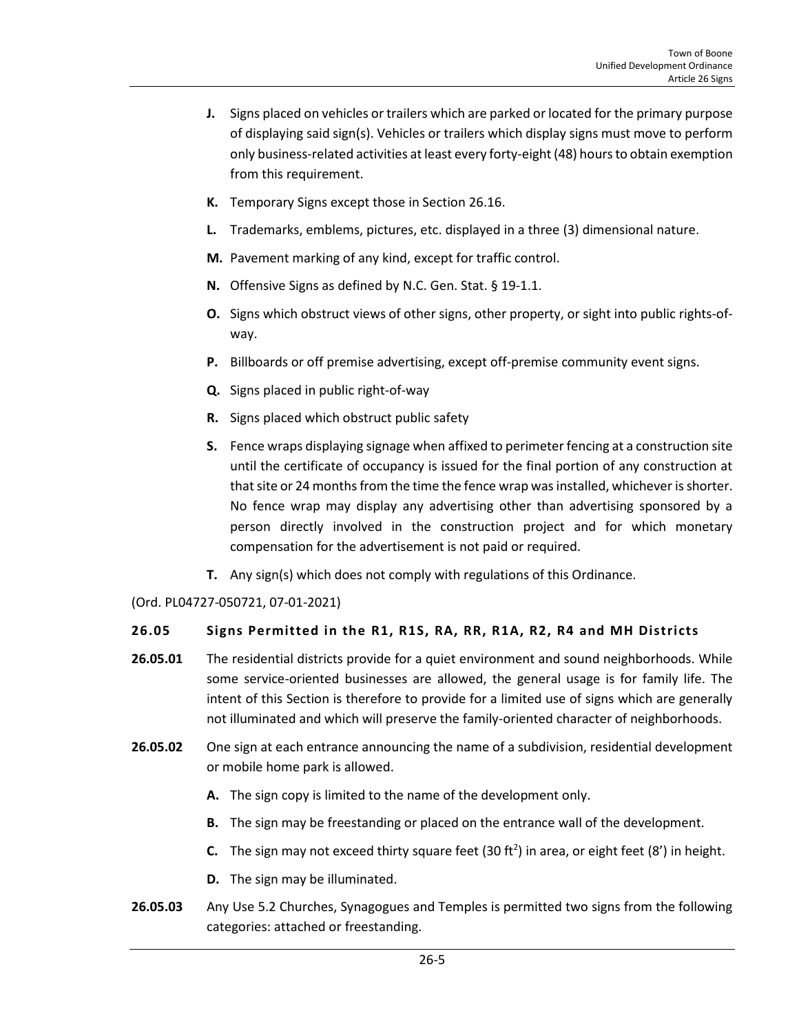- **J.** Signs placed on vehicles or trailers which are parked or located for the primary purpose of displaying said sign(s). Vehicles or trailers which display signs must move to perform only business-related activities at least every forty-eight (48) hours to obtain exemption from this requirement.
- **K.** Temporary Signs except those in Section 26.16.
- **L.** Trademarks, emblems, pictures, etc. displayed in a three (3) dimensional nature.
- **M.** Pavement marking of any kind, except for traffic control.
- **N.** Offensive Signs as defined by N.C. Gen. Stat. § 19-1.1.
- **O.** Signs which obstruct views of other signs, other property, or sight into public rights-of-way.
- **P.** Billboards or off premise advertising, except off-premise community event signs.
- **Q.** Signs placed in public right-of-way
- **R.** Signs placed which obstruct public safety
- **S.** Fence wraps displaying signage when affixed to perimeter fencing at a construction site until the certificate of occupancy is issued for the final portion of any construction at that site or 24 months from the time the fence wrap was installed, whichever is shorter. No fence wrap may display any advertising other than advertising sponsored by a person directly involved in the construction project and for which monetary compensation for the advertisement is not paid or required.
- **T.** Any sign(s) which does not comply with regulations of this Ordinance.

(Ord. PL04727-050721, 07-01-2021)

### 26.05 Signs Permitted in the R1, R1S, RA, RR, R1A, R2, R4 and MH Districts

**26.05.01** The residential districts provide for a quiet environment and sound neighborhoods. While some service-oriented businesses are allowed, the general usage is for family life. The intent of this Section is therefore to provide for a limited use of signs which are generally not illuminated and which will preserve the family-oriented character of neighborhoods.

**26.05.02** One sign at each entrance announcing the name of a subdivision, residential development or mobile home park is allowed.

- **A.** The sign copy is limited to the name of the development only.
- **B.** The sign may be freestanding or placed on the entrance wall of the development.
- **C.** The sign may not exceed thirty square feet (30 $ft^2$) in area, or eight feet (8') in height.
- **D.** The sign may be illuminated.

**26.05.03** Any Use 5.2 Churches, Synagogues and Temples is permitted two signs from the following categories: attached or freestanding.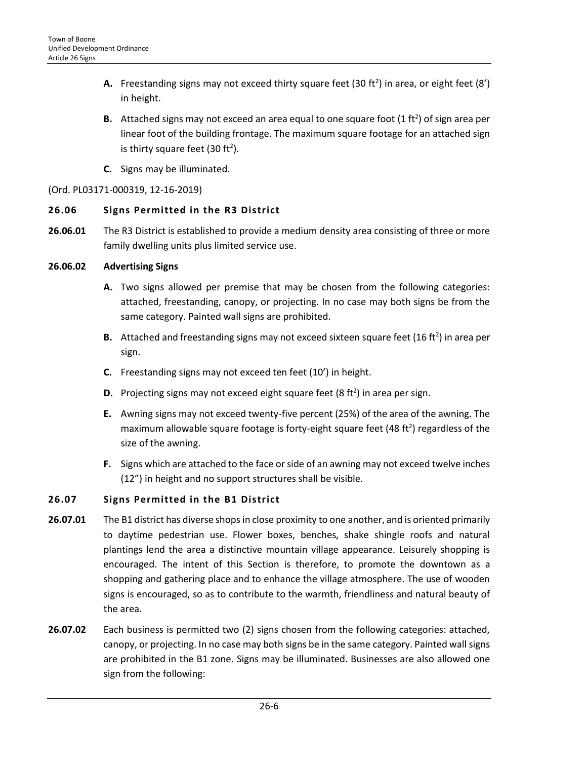**A.** Freestanding signs may not exceed thirty square feet (30 $ft^2$) in area, or eight feet (8') in height.

**B.** Attached signs may not exceed an area equal to one square foot (1 $ft^2$) of sign area per linear foot of the building frontage. The maximum square footage for an attached sign is thirty square feet (30 $ft^2$).

**C.** Signs may be illuminated.

(Ord. PL03171-000319, 12-16-2019)

## 26.06 Signs Permitted in the R3 District

**26.06.01** The R3 District is established to provide a medium density area consisting of three or more family dwelling units plus limited service use.

**26.06.02 Advertising Signs**

**A.** Two signs allowed per premise that may be chosen from the following categories: attached, freestanding, canopy, or projecting. In no case may both signs be from the same category. Painted wall signs are prohibited.

**B.** Attached and freestanding signs may not exceed sixteen square feet (16 $ft^2$) in area per sign.

**C.** Freestanding signs may not exceed ten feet (10') in height.

**D.** Projecting signs may not exceed eight square feet (8 $ft^2$) in area per sign.

**E.** Awning signs may not exceed twenty-five percent (25%) of the area of the awning. The maximum allowable square footage is forty-eight square feet (48 $ft^2$) regardless of the size of the awning.

**F.** Signs which are attached to the face or side of an awning may not exceed twelve inches (12") in height and no support structures shall be visible.

## 26.07 Signs Permitted in the B1 District

**26.07.01** The B1 district has diverse shops in close proximity to one another, and is oriented primarily to daytime pedestrian use. Flower boxes, benches, shake shingle roofs and natural plantings lend the area a distinctive mountain village appearance. Leisurely shopping is encouraged. The intent of this Section is therefore, to promote the downtown as a shopping and gathering place and to enhance the village atmosphere. The use of wooden signs is encouraged, so as to contribute to the warmth, friendliness and natural beauty of the area.

**26.07.02** Each business is permitted two (2) signs chosen from the following categories: attached, canopy, or projecting. In no case may both signs be in the same category. Painted wall signs are prohibited in the B1 zone. Signs may be illuminated. Businesses are also allowed one sign from the following: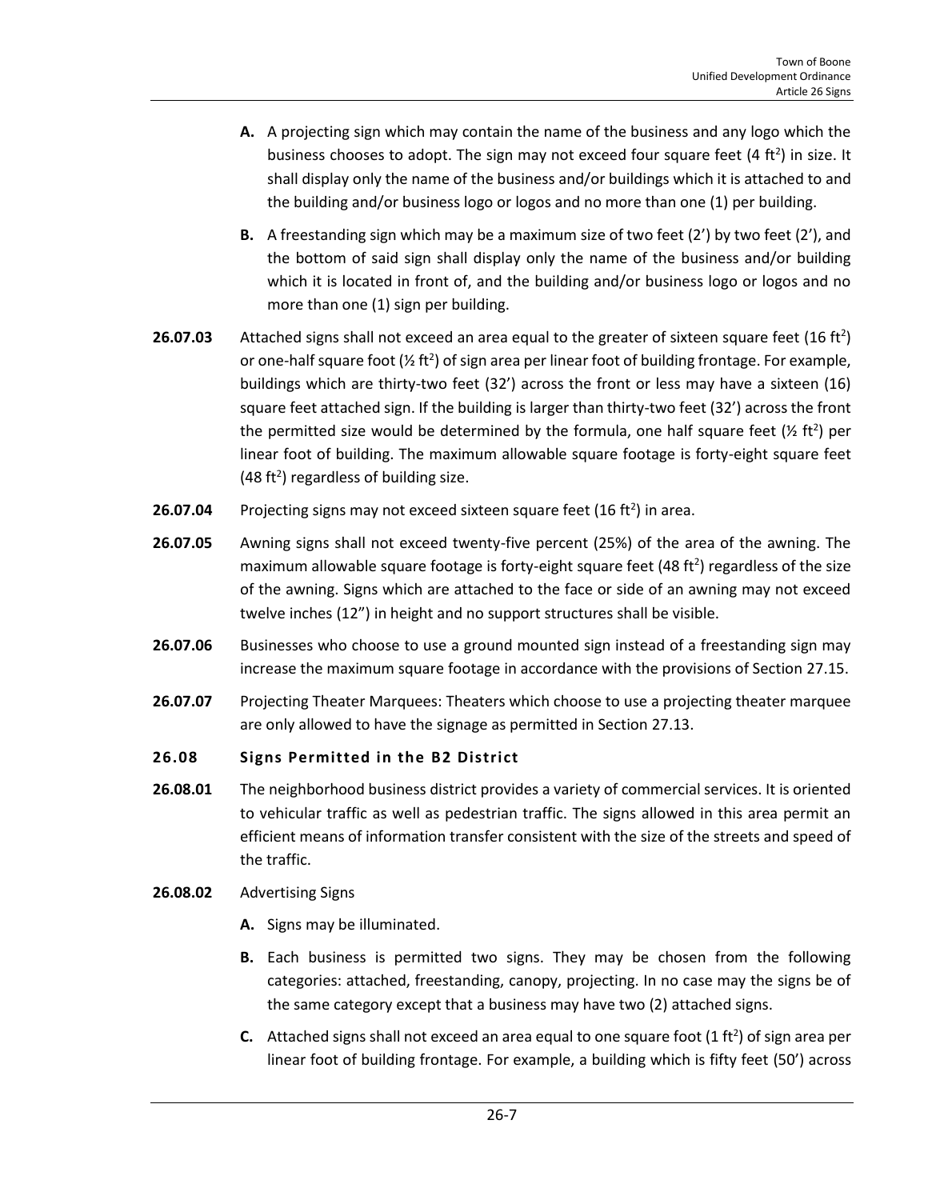**A.** A projecting sign which may contain the name of the business and any logo which the business chooses to adopt. The sign may not exceed four square feet (4 $ft^2$) in size. It shall display only the name of the business and/or buildings which it is attached to and the building and/or business logo or logos and no more than one (1) per building.

**B.** A freestanding sign which may be a maximum size of two feet (2') by two feet (2'), and the bottom of said sign shall display only the name of the business and/or building which it is located in front of, and the building and/or business logo or logos and no more than one (1) sign per building.

**26.07.03** Attached signs shall not exceed an area equal to the greater of sixteen square feet (16 $ft^2$) or one-half square foot (½ $ft^2$) of sign area per linear foot of building frontage. For example, buildings which are thirty-two feet (32') across the front or less may have a sixteen (16) square feet attached sign. If the building is larger than thirty-two feet (32') across the front the permitted size would be determined by the formula, one half square feet (½ $ft^2$) per linear foot of building. The maximum allowable square footage is forty-eight square feet (48 $ft^2$) regardless of building size.

**26.07.04** Projecting signs may not exceed sixteen square feet (16 $ft^2$) in area.

**26.07.05** Awning signs shall not exceed twenty-five percent (25%) of the area of the awning. The maximum allowable square footage is forty-eight square feet (48 $ft^2$) regardless of the size of the awning. Signs which are attached to the face or side of an awning may not exceed twelve inches (12") in height and no support structures shall be visible.

**26.07.06** Businesses who choose to use a ground mounted sign instead of a freestanding sign may increase the maximum square footage in accordance with the provisions of Section 27.15.

**26.07.07** Projecting Theater Marquees: Theaters which choose to use a projecting theater marquee are only allowed to have the signage as permitted in Section 27.13.

## 26.08 Signs Permitted in the B2 District

**26.08.01** The neighborhood business district provides a variety of commercial services. It is oriented to vehicular traffic as well as pedestrian traffic. The signs allowed in this area permit an efficient means of information transfer consistent with the size of the streets and speed of the traffic.

**26.08.02** Advertising Signs

**A.** Signs may be illuminated.

**B.** Each business is permitted two signs. They may be chosen from the following categories: attached, freestanding, canopy, projecting. In no case may the signs be of the same category except that a business may have two (2) attached signs.

**C.** Attached signs shall not exceed an area equal to one square foot (1 $ft^2$) of sign area per linear foot of building frontage. For example, a building which is fifty feet (50') across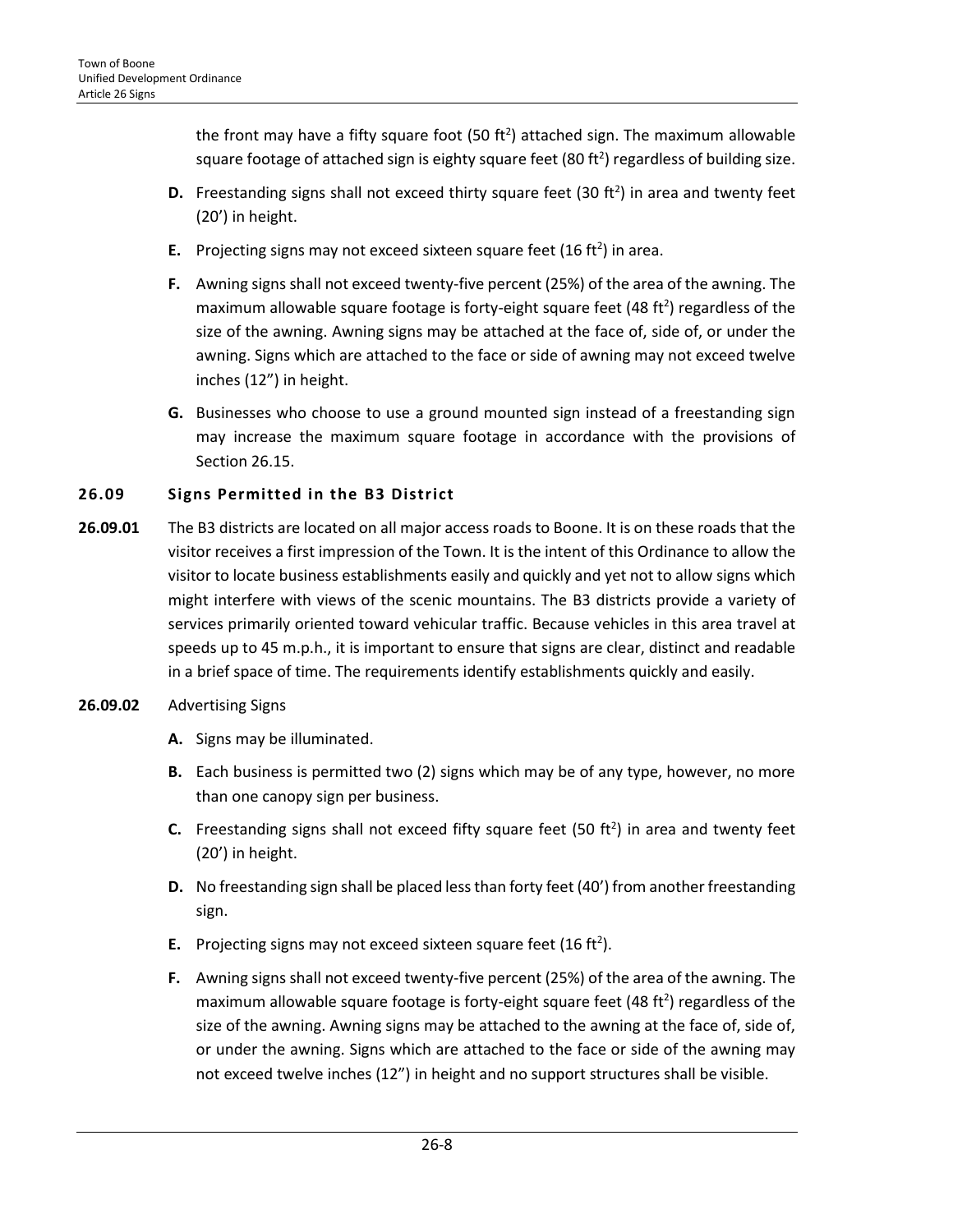the front may have a fifty square foot (50 $ft^2$) attached sign. The maximum allowable square footage of attached sign is eighty square feet (80 $ft^2$) regardless of building size.

**D.** Freestanding signs shall not exceed thirty square feet (30 $ft^2$) in area and twenty feet (20') in height.

**E.** Projecting signs may not exceed sixteen square feet (16 $ft^2$) in area.

**F.** Awning signs shall not exceed twenty-five percent (25%) of the area of the awning. The maximum allowable square footage is forty-eight square feet (48 $ft^2$) regardless of the size of the awning. Awning signs may be attached at the face of, side of, or under the awning. Signs which are attached to the face or side of awning may not exceed twelve inches (12") in height.

**G.** Businesses who choose to use a ground mounted sign instead of a freestanding sign may increase the maximum square footage in accordance with the provisions of Section 26.15.

## 26.09 Signs Permitted in the B3 District

**26.09.01** The B3 districts are located on all major access roads to Boone. It is on these roads that the visitor receives a first impression of the Town. It is the intent of this Ordinance to allow the visitor to locate business establishments easily and quickly and yet not to allow signs which might interfere with views of the scenic mountains. The B3 districts provide a variety of services primarily oriented toward vehicular traffic. Because vehicles in this area travel at speeds up to 45 m.p.h., it is important to ensure that signs are clear, distinct and readable in a brief space of time. The requirements identify establishments quickly and easily.

**26.09.02** Advertising Signs

**A.** Signs may be illuminated.

**B.** Each business is permitted two (2) signs which may be of any type, however, no more than one canopy sign per business.

**C.** Freestanding signs shall not exceed fifty square feet (50 $ft^2$) in area and twenty feet (20') in height.

**D.** No freestanding sign shall be placed less than forty feet (40') from another freestanding sign.

**E.** Projecting signs may not exceed sixteen square feet (16 $ft^2$).

**F.** Awning signs shall not exceed twenty-five percent (25%) of the area of the awning. The maximum allowable square footage is forty-eight square feet (48 $ft^2$) regardless of the size of the awning. Awning signs may be attached to the awning at the face of, side of, or under the awning. Signs which are attached to the face or side of the awning may not exceed twelve inches (12") in height and no support structures shall be visible.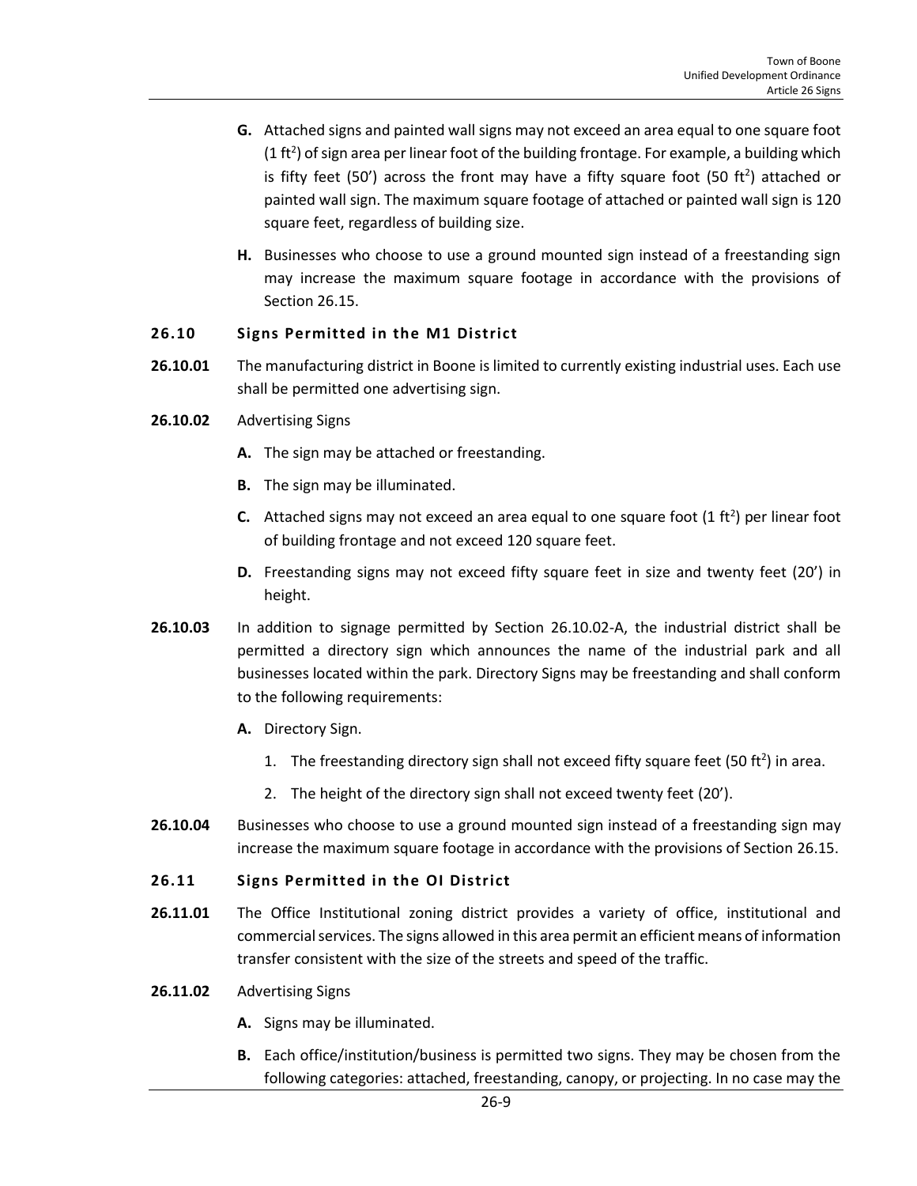**G.** Attached signs and painted wall signs may not exceed an area equal to one square foot (1 $ft^2$) of sign area per linear foot of the building frontage. For example, a building which is fifty feet (50') across the front may have a fifty square foot (50 $ft^2$) attached or painted wall sign. The maximum square footage of attached or painted wall sign is 120 square feet, regardless of building size.

**H.** Businesses who choose to use a ground mounted sign instead of a freestanding sign may increase the maximum square footage in accordance with the provisions of Section 26.15.

## 26.10 Signs Permitted in the M1 District

**26.10.01** The manufacturing district in Boone is limited to currently existing industrial uses. Each use shall be permitted one advertising sign.

**26.10.02** Advertising Signs

**A.** The sign may be attached or freestanding.

**B.** The sign may be illuminated.

**C.** Attached signs may not exceed an area equal to one square foot (1 $ft^2$) per linear foot of building frontage and not exceed 120 square feet.

**D.** Freestanding signs may not exceed fifty square feet in size and twenty feet (20') in height.

**26.10.03** In addition to signage permitted by Section 26.10.02-A, the industrial district shall be permitted a directory sign which announces the name of the industrial park and all businesses located within the park. Directory Signs may be freestanding and shall conform to the following requirements:

**A.** Directory Sign.

1. The freestanding directory sign shall not exceed fifty square feet (50 $ft^2$) in area.
2. The height of the directory sign shall not exceed twenty feet (20').

**26.10.04** Businesses who choose to use a ground mounted sign instead of a freestanding sign may increase the maximum square footage in accordance with the provisions of Section 26.15.

## 26.11 Signs Permitted in the OI District

**26.11.01** The Office Institutional zoning district provides a variety of office, institutional and commercial services. The signs allowed in this area permit an efficient means of information transfer consistent with the size of the streets and speed of the traffic.

**26.11.02** Advertising Signs

**A.** Signs may be illuminated.

**B.** Each office/institution/business is permitted two signs. They may be chosen from the following categories: attached, freestanding, canopy, or projecting. In no case may the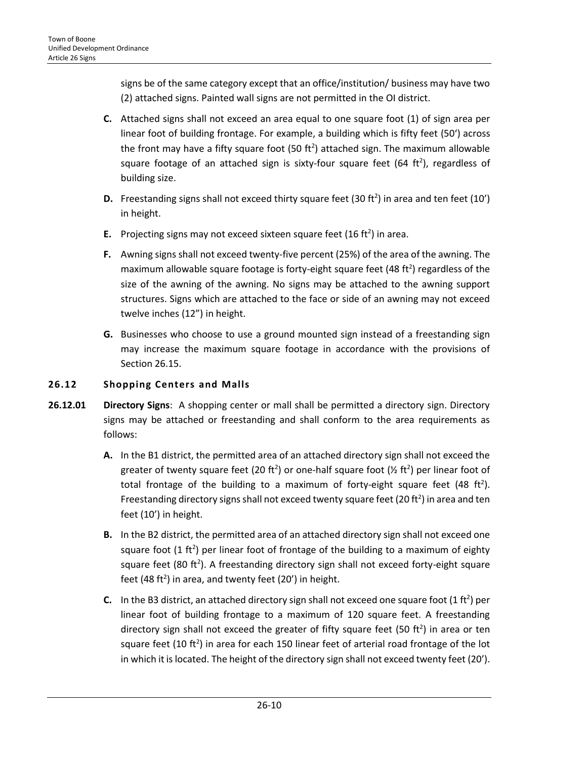signs be of the same category except that an office/institution/ business may have two (2) attached signs. Painted wall signs are not permitted in the OI district.

**C.** Attached signs shall not exceed an area equal to one square foot (1) of sign area per linear foot of building frontage. For example, a building which is fifty feet (50') across the front may have a fifty square foot (50 $ft^2$) attached sign. The maximum allowable square footage of an attached sign is sixty-four square feet (64 $ft^2$), regardless of building size.

**D.** Freestanding signs shall not exceed thirty square feet (30 $ft^2$) in area and ten feet (10') in height.

**E.** Projecting signs may not exceed sixteen square feet (16 $ft^2$) in area.

**F.** Awning signs shall not exceed twenty-five percent (25%) of the area of the awning. The maximum allowable square footage is forty-eight square feet (48 $ft^2$) regardless of the size of the awning of the awning. No signs may be attached to the awning support structures. Signs which are attached to the face or side of an awning may not exceed twelve inches (12") in height.

**G.** Businesses who choose to use a ground mounted sign instead of a freestanding sign may increase the maximum square footage in accordance with the provisions of Section 26.15.

## 26.12 Shopping Centers and Malls

**26.12.01 Directory Signs**: A shopping center or mall shall be permitted a directory sign. Directory signs may be attached or freestanding and shall conform to the area requirements as follows:

**A.** In the B1 district, the permitted area of an attached directory sign shall not exceed the greater of twenty square feet (20 $ft^2$) or one-half square foot (½ $ft^2$) per linear foot of total frontage of the building to a maximum of forty-eight square feet (48 $ft^2$). Freestanding directory signs shall not exceed twenty square feet (20 $ft^2$) in area and ten feet (10') in height.

**B.** In the B2 district, the permitted area of an attached directory sign shall not exceed one square foot (1 $ft^2$) per linear foot of frontage of the building to a maximum of eighty square feet (80 $ft^2$). A freestanding directory sign shall not exceed forty-eight square feet (48 $ft^2$) in area, and twenty feet (20') in height.

**C.** In the B3 district, an attached directory sign shall not exceed one square foot (1 $ft^2$) per linear foot of building frontage to a maximum of 120 square feet. A freestanding directory sign shall not exceed the greater of fifty square feet (50 $ft^2$) in area or ten square feet (10 $ft^2$) in area for each 150 linear feet of arterial road frontage of the lot in which it is located. The height of the directory sign shall not exceed twenty feet (20').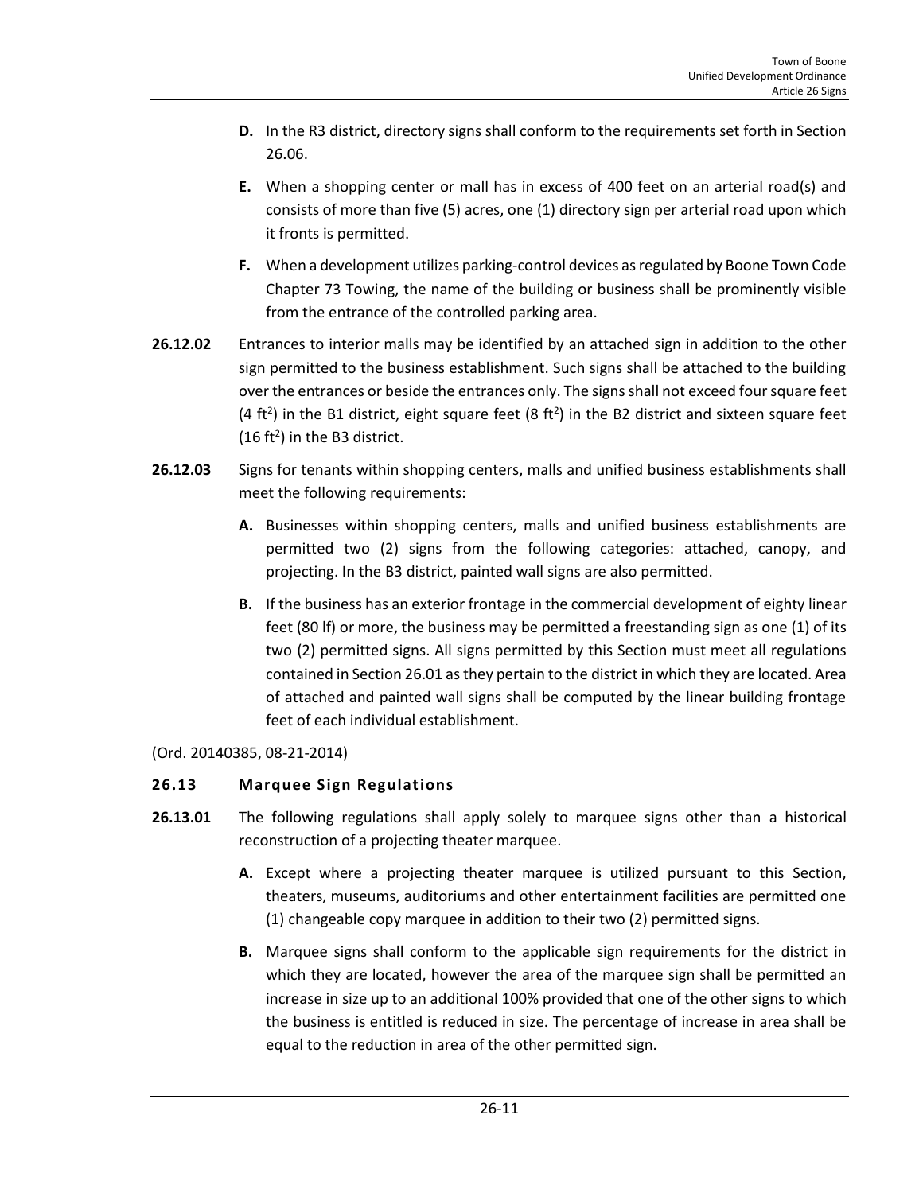**D.** In the R3 district, directory signs shall conform to the requirements set forth in Section 26.06.

**E.** When a shopping center or mall has in excess of 400 feet on an arterial road(s) and consists of more than five (5) acres, one (1) directory sign per arterial road upon which it fronts is permitted.

**F.** When a development utilizes parking-control devices as regulated by Boone Town Code Chapter 73 Towing, the name of the building or business shall be prominently visible from the entrance of the controlled parking area.

**26.12.02** Entrances to interior malls may be identified by an attached sign in addition to the other sign permitted to the business establishment. Such signs shall be attached to the building over the entrances or beside the entrances only. The signs shall not exceed four square feet (4 $ft^2$) in the B1 district, eight square feet (8 $ft^2$) in the B2 district and sixteen square feet (16 $ft^2$) in the B3 district.

**26.12.03** Signs for tenants within shopping centers, malls and unified business establishments shall meet the following requirements:

**A.** Businesses within shopping centers, malls and unified business establishments are permitted two (2) signs from the following categories: attached, canopy, and projecting. In the B3 district, painted wall signs are also permitted.

**B.** If the business has an exterior frontage in the commercial development of eighty linear feet (80 lf) or more, the business may be permitted a freestanding sign as one (1) of its two (2) permitted signs. All signs permitted by this Section must meet all regulations contained in Section 26.01 as they pertain to the district in which they are located. Area of attached and painted wall signs shall be computed by the linear building frontage feet of each individual establishment.

(Ord. 20140385, 08-21-2014)

### 26.13 Marquee Sign Regulations

**26.13.01** The following regulations shall apply solely to marquee signs other than a historical reconstruction of a projecting theater marquee.

**A.** Except where a projecting theater marquee is utilized pursuant to this Section, theaters, museums, auditoriums and other entertainment facilities are permitted one (1) changeable copy marquee in addition to their two (2) permitted signs.

**B.** Marquee signs shall conform to the applicable sign requirements for the district in which they are located, however the area of the marquee sign shall be permitted an increase in size up to an additional 100% provided that one of the other signs to which the business is entitled is reduced in size. The percentage of increase in area shall be equal to the reduction in area of the other permitted sign.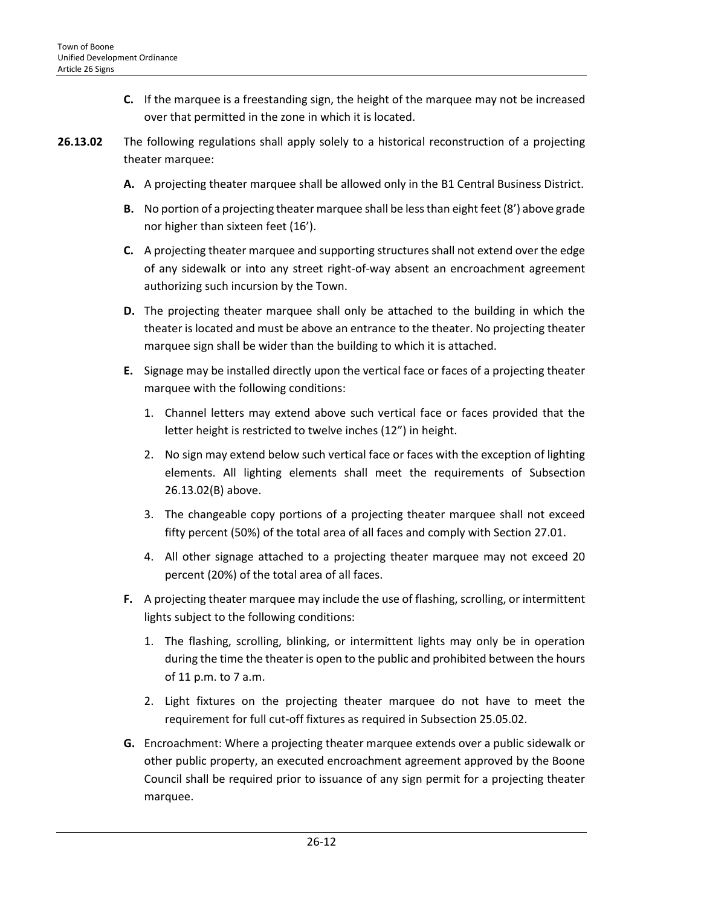**C.** If the marquee is a freestanding sign, the height of the marquee may not be increased over that permitted in the zone in which it is located.

**26.13.02** The following regulations shall apply solely to a historical reconstruction of a projecting theater marquee:

**A.** A projecting theater marquee shall be allowed only in the B1 Central Business District.

**B.** No portion of a projecting theater marquee shall be less than eight feet (8') above grade nor higher than sixteen feet (16').

**C.** A projecting theater marquee and supporting structures shall not extend over the edge of any sidewalk or into any street right-of-way absent an encroachment agreement authorizing such incursion by the Town.

**D.** The projecting theater marquee shall only be attached to the building in which the theater is located and must be above an entrance to the theater. No projecting theater marquee sign shall be wider than the building to which it is attached.

**E.** Signage may be installed directly upon the vertical face or faces of a projecting theater marquee with the following conditions:

1. Channel letters may extend above such vertical face or faces provided that the letter height is restricted to twelve inches (12") in height.
2. No sign may extend below such vertical face or faces with the exception of lighting elements. All lighting elements shall meet the requirements of Subsection 26.13.02(B) above.
3. The changeable copy portions of a projecting theater marquee shall not exceed fifty percent (50%) of the total area of all faces and comply with Section 27.01.
4. All other signage attached to a projecting theater marquee may not exceed 20 percent (20%) of the total area of all faces.

**F.** A projecting theater marquee may include the use of flashing, scrolling, or intermittent lights subject to the following conditions:

1. The flashing, scrolling, blinking, or intermittent lights may only be in operation during the time the theater is open to the public and prohibited between the hours of 11 p.m. to 7 a.m.
2. Light fixtures on the projecting theater marquee do not have to meet the requirement for full cut-off fixtures as required in Subsection 25.05.02.

**G.** Encroachment: Where a projecting theater marquee extends over a public sidewalk or other public property, an executed encroachment agreement approved by the Boone Council shall be required prior to issuance of any sign permit for a projecting theater marquee.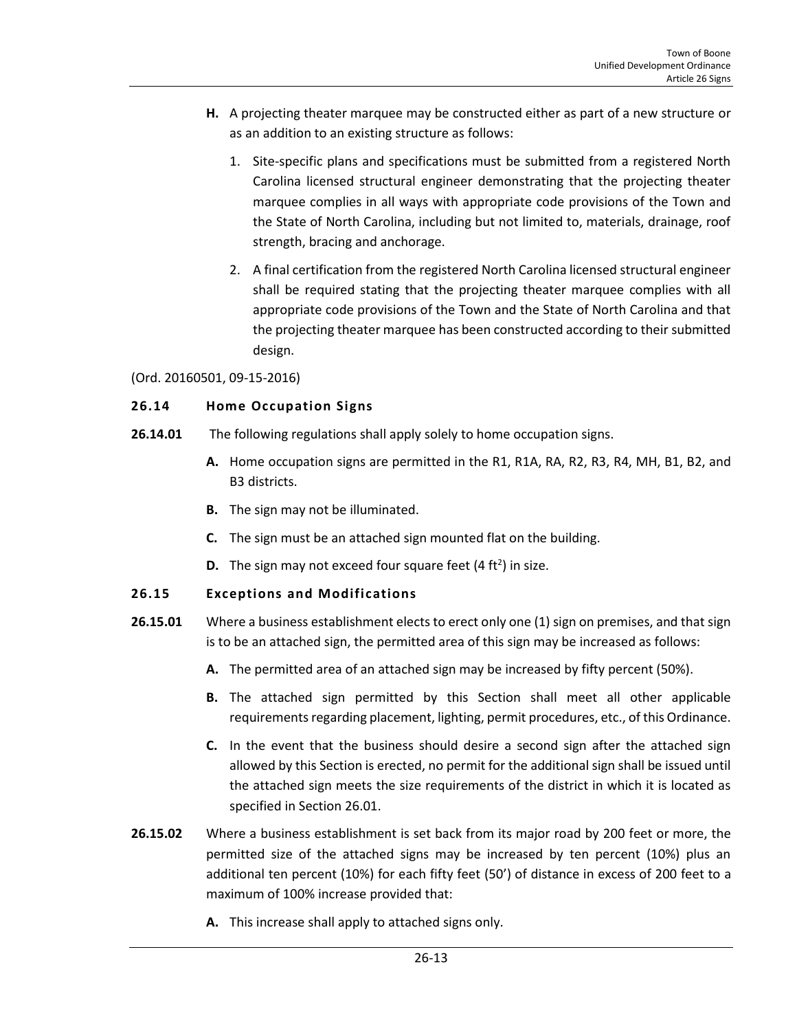**H.** A projecting theater marquee may be constructed either as part of a new structure or as an addition to an existing structure as follows:

1. Site-specific plans and specifications must be submitted from a registered North Carolina licensed structural engineer demonstrating that the projecting theater marquee complies in all ways with appropriate code provisions of the Town and the State of North Carolina, including but not limited to, materials, drainage, roof strength, bracing and anchorage.
2. A final certification from the registered North Carolina licensed structural engineer shall be required stating that the projecting theater marquee complies with all appropriate code provisions of the Town and the State of North Carolina and that the projecting theater marquee has been constructed according to their submitted design.

(Ord. 20160501, 09-15-2016)

## 26.14 Home Occupation Signs

**26.14.01** The following regulations shall apply solely to home occupation signs.

**A.** Home occupation signs are permitted in the R1, R1A, RA, R2, R3, R4, MH, B1, B2, and B3 districts.

**B.** The sign may not be illuminated.

**C.** The sign must be an attached sign mounted flat on the building.

**D.** The sign may not exceed four square feet (4 $ft^2$) in size.

## 26.15 Exceptions and Modifications

**26.15.01** Where a business establishment elects to erect only one (1) sign on premises, and that sign is to be an attached sign, the permitted area of this sign may be increased as follows:

**A.** The permitted area of an attached sign may be increased by fifty percent (50%).

**B.** The attached sign permitted by this Section shall meet all other applicable requirements regarding placement, lighting, permit procedures, etc., of this Ordinance.

**C.** In the event that the business should desire a second sign after the attached sign allowed by this Section is erected, no permit for the additional sign shall be issued until the attached sign meets the size requirements of the district in which it is located as specified in Section 26.01.

**26.15.02** Where a business establishment is set back from its major road by 200 feet or more, the permitted size of the attached signs may be increased by ten percent (10%) plus an additional ten percent (10%) for each fifty feet (50') of distance in excess of 200 feet to a maximum of 100% increase provided that:

**A.** This increase shall apply to attached signs only.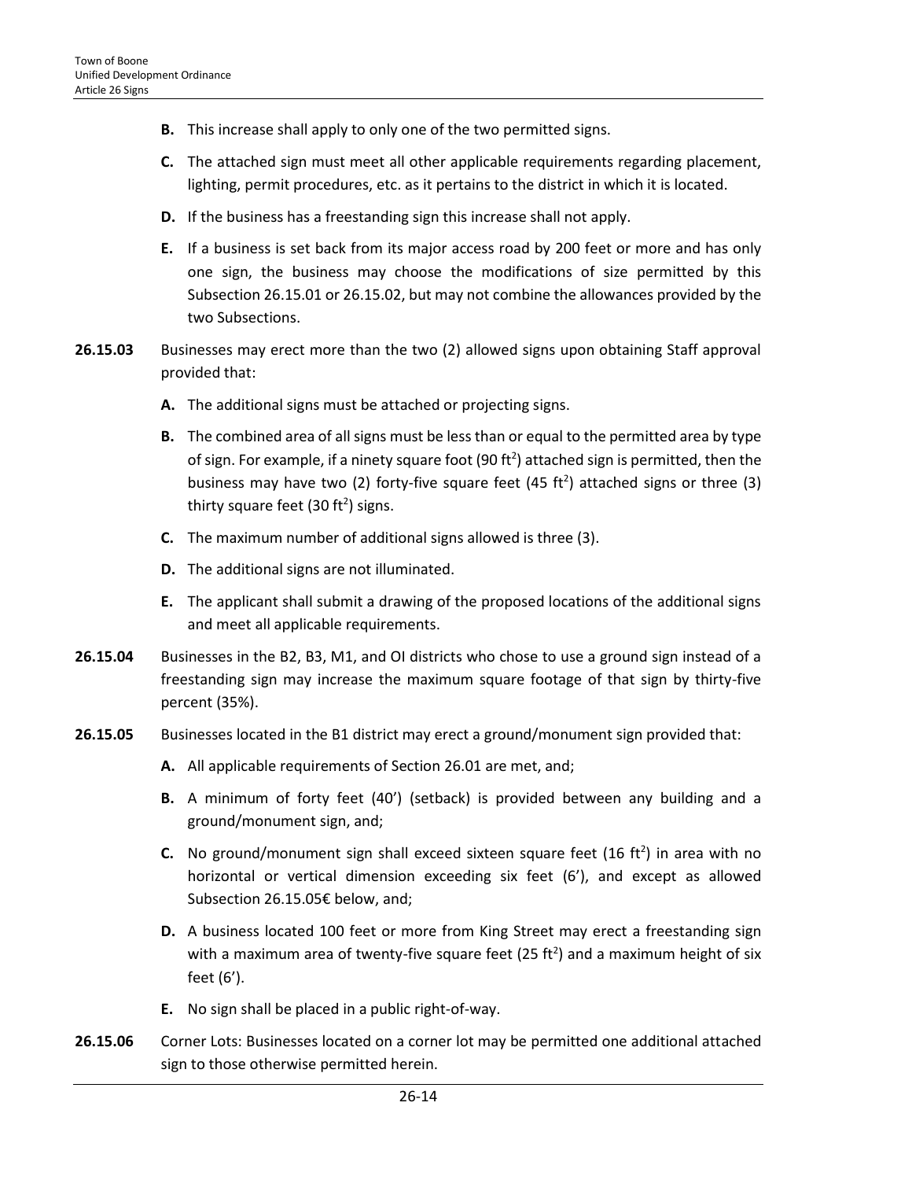**B.** This increase shall apply to only one of the two permitted signs.

**C.** The attached sign must meet all other applicable requirements regarding placement, lighting, permit procedures, etc. as it pertains to the district in which it is located.

**D.** If the business has a freestanding sign this increase shall not apply.

**E.** If a business is set back from its major access road by 200 feet or more and has only one sign, the business may choose the modifications of size permitted by this Subsection 26.15.01 or 26.15.02, but may not combine the allowances provided by the two Subsections.

**26.15.03** Businesses may erect more than the two (2) allowed signs upon obtaining Staff approval provided that:

**A.** The additional signs must be attached or projecting signs.

**B.** The combined area of all signs must be less than or equal to the permitted area by type of sign. For example, if a ninety square foot (90 $ft^2$) attached sign is permitted, then the business may have two (2) forty-five square feet (45 $ft^2$) attached signs or three (3) thirty square feet (30 $ft^2$) signs.

**C.** The maximum number of additional signs allowed is three (3).

**D.** The additional signs are not illuminated.

**E.** The applicant shall submit a drawing of the proposed locations of the additional signs and meet all applicable requirements.

**26.15.04** Businesses in the B2, B3, M1, and OI districts who chose to use a ground sign instead of a freestanding sign may increase the maximum square footage of that sign by thirty-five percent (35%).

**26.15.05** Businesses located in the B1 district may erect a ground/monument sign provided that:

**A.** All applicable requirements of Section 26.01 are met, and;

**B.** A minimum of forty feet (40') (setback) is provided between any building and a ground/monument sign, and;

**C.** No ground/monument sign shall exceed sixteen square feet (16 $ft^2$) in area with no horizontal or vertical dimension exceeding six feet (6'), and except as allowed Subsection 26.15.05€ below, and;

**D.** A business located 100 feet or more from King Street may erect a freestanding sign with a maximum area of twenty-five square feet (25 $ft^2$) and a maximum height of six feet (6').

**E.** No sign shall be placed in a public right-of-way.

**26.15.06** Corner Lots: Businesses located on a corner lot may be permitted one additional attached sign to those otherwise permitted herein.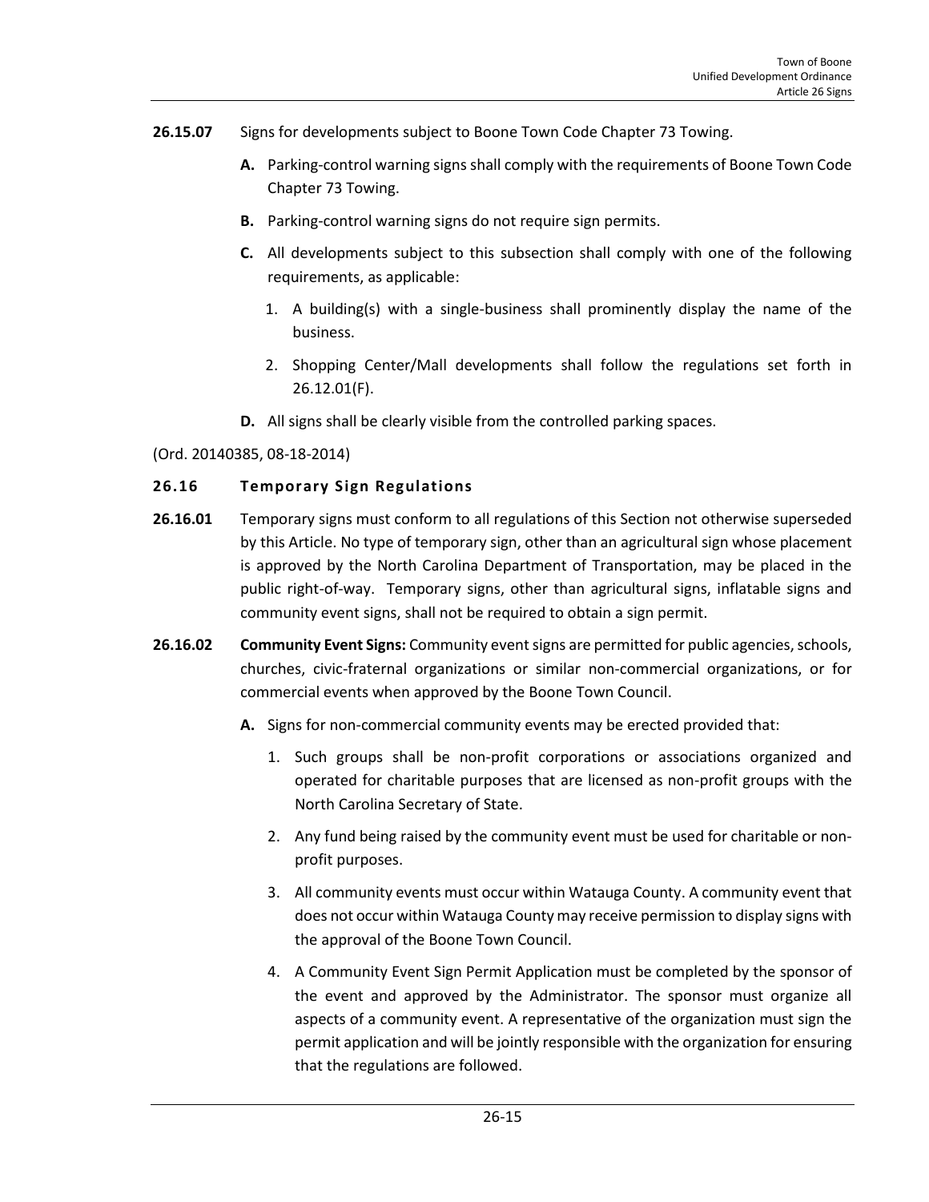**26.15.07** Signs for developments subject to Boone Town Code Chapter 73 Towing.

**A.** Parking-control warning signs shall comply with the requirements of Boone Town Code Chapter 73 Towing.

**B.** Parking-control warning signs do not require sign permits.

**C.** All developments subject to this subsection shall comply with one of the following requirements, as applicable:

1. A building(s) with a single-business shall prominently display the name of the business.
2. Shopping Center/Mall developments shall follow the regulations set forth in 26.12.01(F).

**D.** All signs shall be clearly visible from the controlled parking spaces.

(Ord. 20140385, 08-18-2014)

### 26.16 Temporary Sign Regulations

**26.16.01** Temporary signs must conform to all regulations of this Section not otherwise superseded by this Article. No type of temporary sign, other than an agricultural sign whose placement is approved by the North Carolina Department of Transportation, may be placed in the public right-of-way. Temporary signs, other than agricultural signs, inflatable signs and community event signs, shall not be required to obtain a sign permit.

**26.16.02** **Community Event Signs:** Community event signs are permitted for public agencies, schools, churches, civic-fraternal organizations or similar non-commercial organizations, or for commercial events when approved by the Boone Town Council.

**A.** Signs for non-commercial community events may be erected provided that:

1. Such groups shall be non-profit corporations or associations organized and operated for charitable purposes that are licensed as non-profit groups with the North Carolina Secretary of State.
2. Any fund being raised by the community event must be used for charitable or non-profit purposes.
3. All community events must occur within Watauga County. A community event that does not occur within Watauga County may receive permission to display signs with the approval of the Boone Town Council.
4. A Community Event Sign Permit Application must be completed by the sponsor of the event and approved by the Administrator. The sponsor must organize all aspects of a community event. A representative of the organization must sign the permit application and will be jointly responsible with the organization for ensuring that the regulations are followed.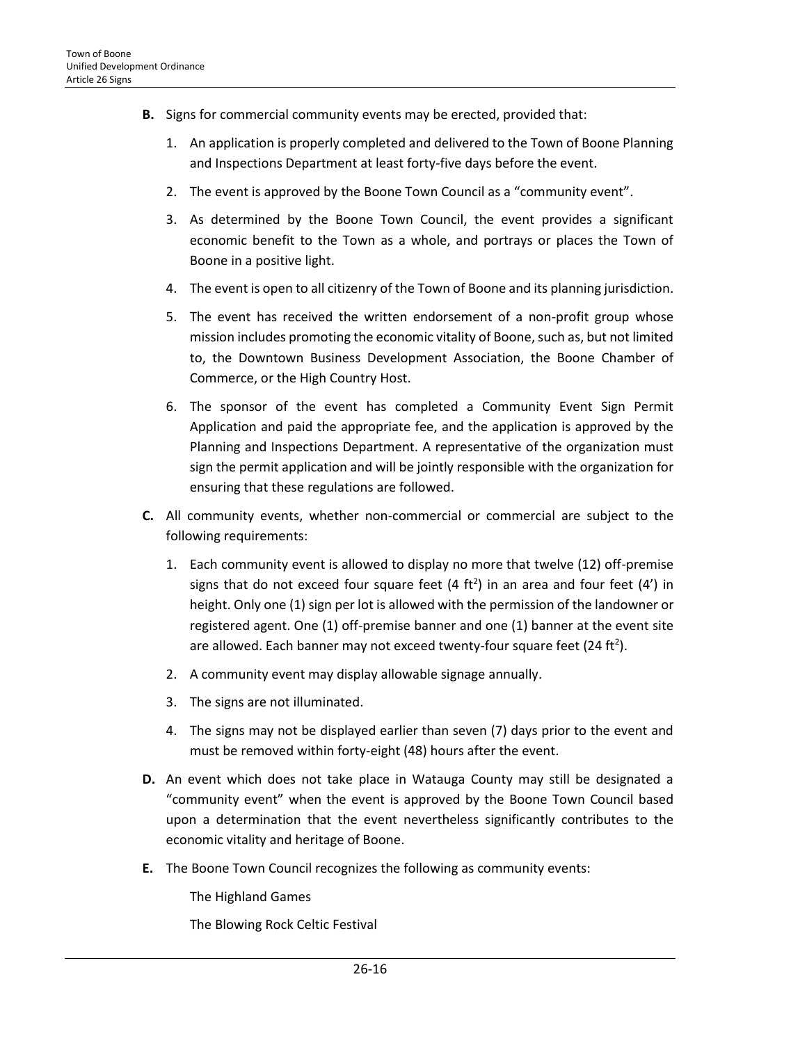**B.** Signs for commercial community events may be erected, provided that:

1. An application is properly completed and delivered to the Town of Boone Planning and Inspections Department at least forty-five days before the event.
2. The event is approved by the Boone Town Council as a "community event".
3. As determined by the Boone Town Council, the event provides a significant economic benefit to the Town as a whole, and portrays or places the Town of Boone in a positive light.
4. The event is open to all citizenry of the Town of Boone and its planning jurisdiction.
5. The event has received the written endorsement of a non-profit group whose mission includes promoting the economic vitality of Boone, such as, but not limited to, the Downtown Business Development Association, the Boone Chamber of Commerce, or the High Country Host.
6. The sponsor of the event has completed a Community Event Sign Permit Application and paid the appropriate fee, and the application is approved by the Planning and Inspections Department. A representative of the organization must sign the permit application and will be jointly responsible with the organization for ensuring that these regulations are followed.

**C.** All community events, whether non-commercial or commercial are subject to the following requirements:

1. Each community event is allowed to display no more that twelve (12) off-premise signs that do not exceed four square feet (4 $ft^2$) in an area and four feet (4') in height. Only one (1) sign per lot is allowed with the permission of the landowner or registered agent. One (1) off-premise banner and one (1) banner at the event site are allowed. Each banner may not exceed twenty-four square feet (24 $ft^2$).
2. A community event may display allowable signage annually.
3. The signs are not illuminated.
4. The signs may not be displayed earlier than seven (7) days prior to the event and must be removed within forty-eight (48) hours after the event.

**D.** An event which does not take place in Watauga County may still be designated a "community event" when the event is approved by the Boone Town Council based upon a determination that the event nevertheless significantly contributes to the economic vitality and heritage of Boone.

**E.** The Boone Town Council recognizes the following as community events:

The Highland Games

The Blowing Rock Celtic Festival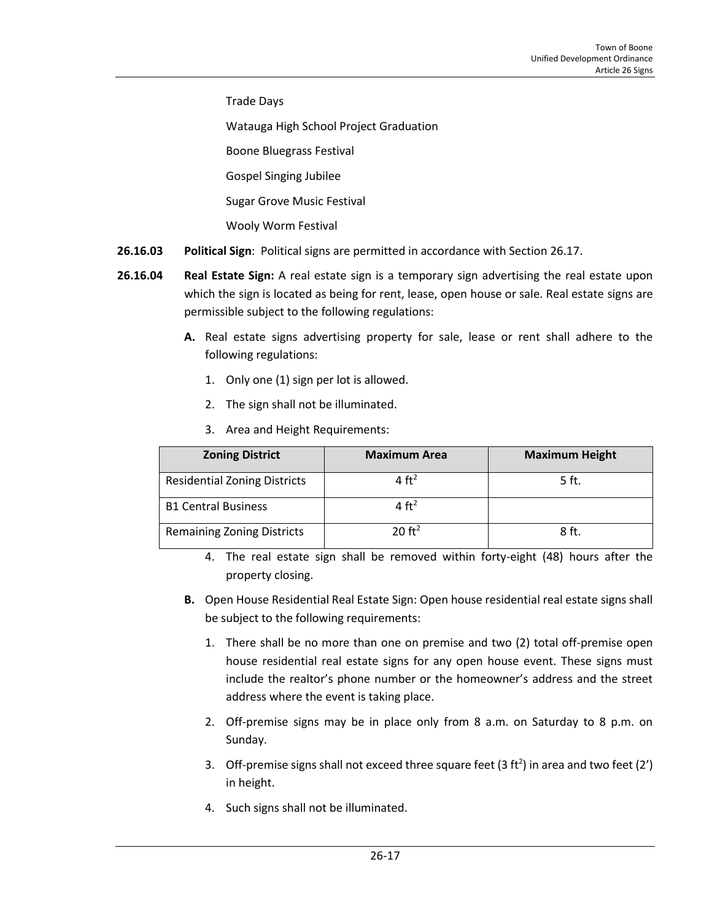Trade Days

Watauga High School Project Graduation

Boone Bluegrass Festival

Gospel Singing Jubilee

Sugar Grove Music Festival

Wooly Worm Festival

**26.16.03** **Political Sign**: Political signs are permitted in accordance with Section 26.17.

**26.16.04** **Real Estate Sign:** A real estate sign is a temporary sign advertising the real estate upon which the sign is located as being for rent, lease, open house or sale. Real estate signs are permissible subject to the following regulations:

**A.** Real estate signs advertising property for sale, lease or rent shall adhere to the following regulations:

1. Only one (1) sign per lot is allowed.
2. The sign shall not be illuminated.
3. Area and Height Requirements:

| Zoning District | Maximum Area | Maximum Height |
|---|---|---|
| Residential Zoning Districts | 4 $ft^2$ | 5 ft. |
| B1 Central Business | 4 $ft^2$ | |
| Remaining Zoning Districts | 20 $ft^2$ | 8 ft. |

4. The real estate sign shall be removed within forty-eight (48) hours after the property closing.

**B.** Open House Residential Real Estate Sign: Open house residential real estate signs shall be subject to the following requirements:

1. There shall be no more than one on premise and two (2) total off-premise open house residential real estate signs for any open house event. These signs must include the realtor's phone number or the homeowner's address and the street address where the event is taking place.
2. Off-premise signs may be in place only from 8 a.m. on Saturday to 8 p.m. on Sunday.
3. Off-premise signs shall not exceed three square feet (3 $ft^2$) in area and two feet (2') in height.
4. Such signs shall not be illuminated.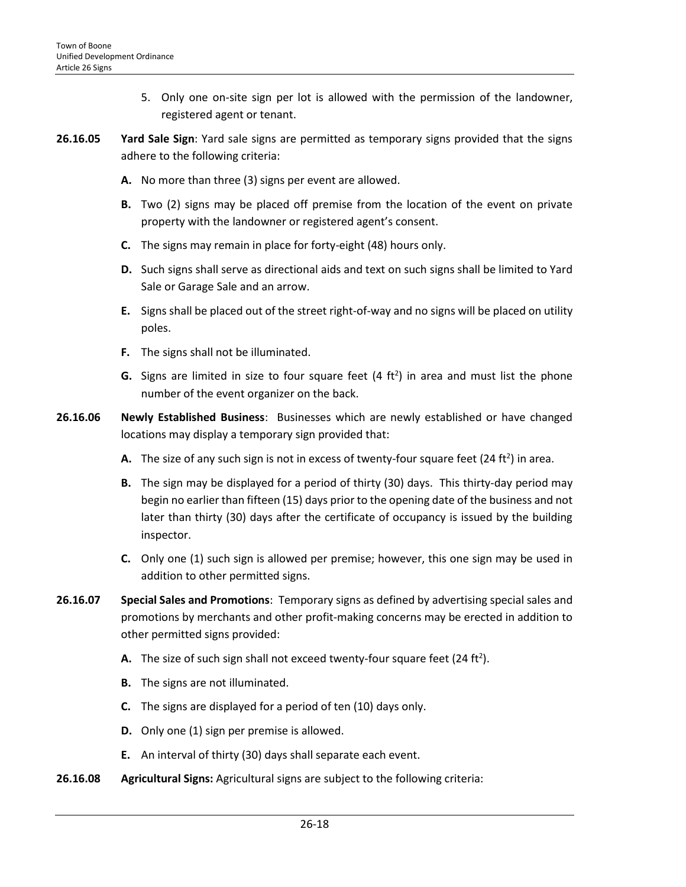5. Only one on-site sign per lot is allowed with the permission of the landowner, registered agent or tenant.

**26.16.05 Yard Sale Sign**: Yard sale signs are permitted as temporary signs provided that the signs adhere to the following criteria:

**A.** No more than three (3) signs per event are allowed.

**B.** Two (2) signs may be placed off premise from the location of the event on private property with the landowner or registered agent's consent.

**C.** The signs may remain in place for forty-eight (48) hours only.

**D.** Such signs shall serve as directional aids and text on such signs shall be limited to Yard Sale or Garage Sale and an arrow.

**E.** Signs shall be placed out of the street right-of-way and no signs will be placed on utility poles.

**F.** The signs shall not be illuminated.

**G.** Signs are limited in size to four square feet (4 $ft^2$) in area and must list the phone number of the event organizer on the back.

**26.16.06 Newly Established Business**: Businesses which are newly established or have changed locations may display a temporary sign provided that:

**A.** The size of any such sign is not in excess of twenty-four square feet (24 $ft^2$) in area.

**B.** The sign may be displayed for a period of thirty (30) days. This thirty-day period may begin no earlier than fifteen (15) days prior to the opening date of the business and not later than thirty (30) days after the certificate of occupancy is issued by the building inspector.

**C.** Only one (1) such sign is allowed per premise; however, this one sign may be used in addition to other permitted signs.

**26.16.07 Special Sales and Promotions**: Temporary signs as defined by advertising special sales and promotions by merchants and other profit-making concerns may be erected in addition to other permitted signs provided:

**A.** The size of such sign shall not exceed twenty-four square feet (24 $ft^2$).

**B.** The signs are not illuminated.

**C.** The signs are displayed for a period of ten (10) days only.

**D.** Only one (1) sign per premise is allowed.

**E.** An interval of thirty (30) days shall separate each event.

**26.16.08 Agricultural Signs:** Agricultural signs are subject to the following criteria: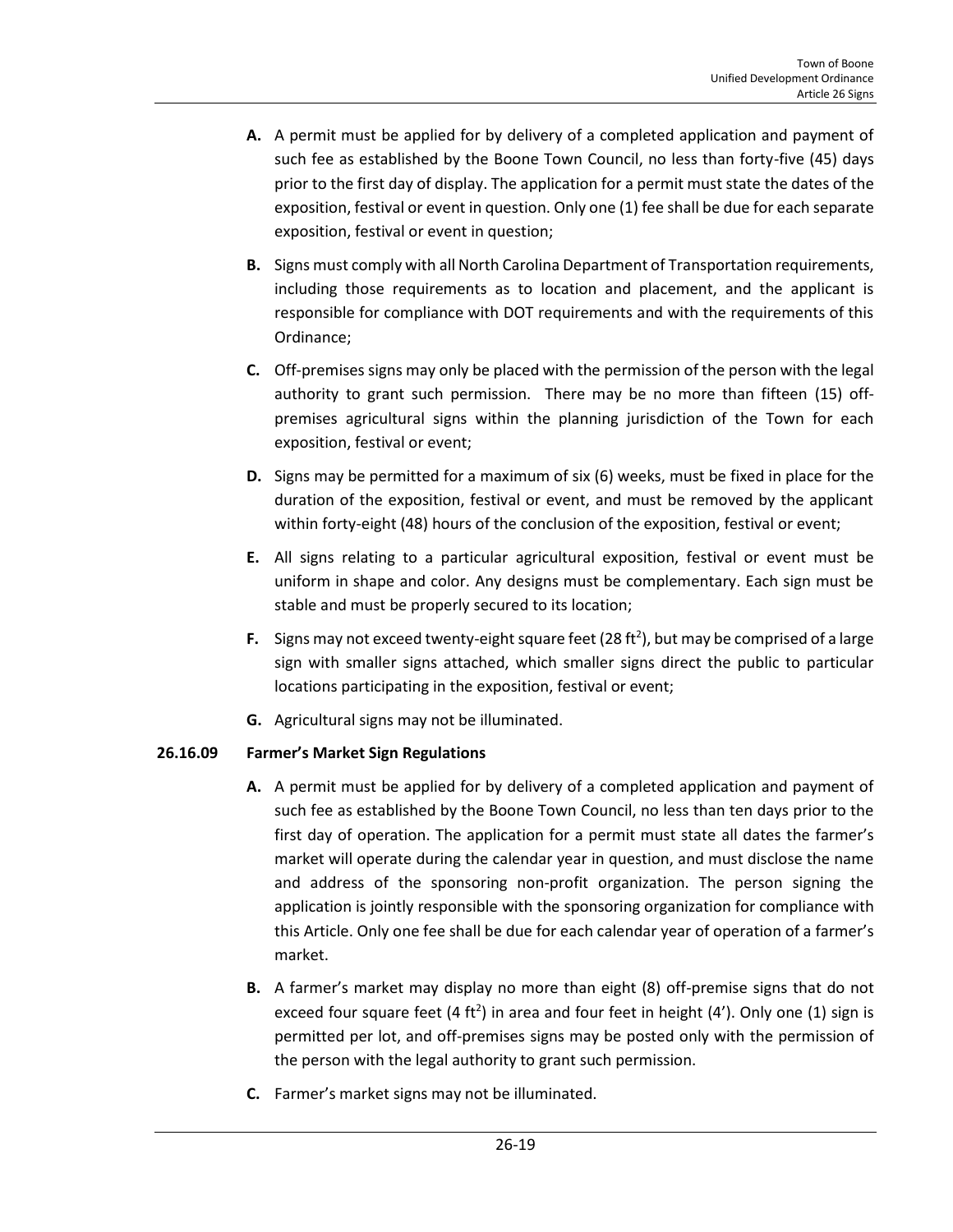**A.** A permit must be applied for by delivery of a completed application and payment of such fee as established by the Boone Town Council, no less than forty-five (45) days prior to the first day of display. The application for a permit must state the dates of the exposition, festival or event in question. Only one (1) fee shall be due for each separate exposition, festival or event in question;

**B.** Signs must comply with all North Carolina Department of Transportation requirements, including those requirements as to location and placement, and the applicant is responsible for compliance with DOT requirements and with the requirements of this Ordinance;

**C.** Off-premises signs may only be placed with the permission of the person with the legal authority to grant such permission. There may be no more than fifteen (15) off-premises agricultural signs within the planning jurisdiction of the Town for each exposition, festival or event;

**D.** Signs may be permitted for a maximum of six (6) weeks, must be fixed in place for the duration of the exposition, festival or event, and must be removed by the applicant within forty-eight (48) hours of the conclusion of the exposition, festival or event;

**E.** All signs relating to a particular agricultural exposition, festival or event must be uniform in shape and color. Any designs must be complementary. Each sign must be stable and must be properly secured to its location;

**F.** Signs may not exceed twenty-eight square feet (28 $ft^2$), but may be comprised of a large sign with smaller signs attached, which smaller signs direct the public to particular locations participating in the exposition, festival or event;

**G.** Agricultural signs may not be illuminated.

### 26.16.09 Farmer's Market Sign Regulations

**A.** A permit must be applied for by delivery of a completed application and payment of such fee as established by the Boone Town Council, no less than ten days prior to the first day of operation. The application for a permit must state all dates the farmer's market will operate during the calendar year in question, and must disclose the name and address of the sponsoring non-profit organization. The person signing the application is jointly responsible with the sponsoring organization for compliance with this Article. Only one fee shall be due for each calendar year of operation of a farmer's market.

**B.** A farmer's market may display no more than eight (8) off-premise signs that do not exceed four square feet (4 $ft^2$) in area and four feet in height (4'). Only one (1) sign is permitted per lot, and off-premises signs may be posted only with the permission of the person with the legal authority to grant such permission.

**C.** Farmer's market signs may not be illuminated.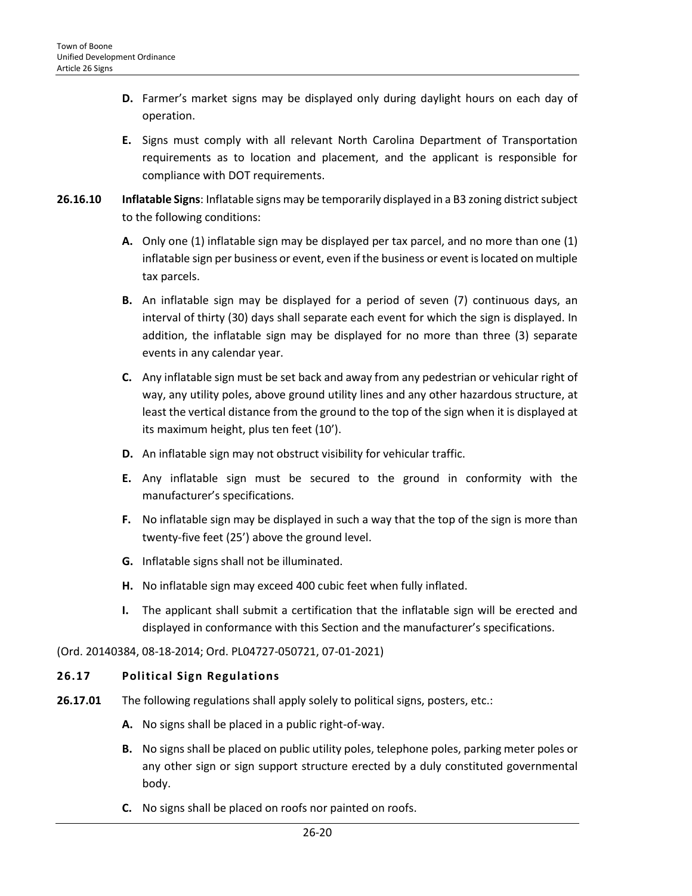**D.** Farmer's market signs may be displayed only during daylight hours on each day of operation.

**E.** Signs must comply with all relevant North Carolina Department of Transportation requirements as to location and placement, and the applicant is responsible for compliance with DOT requirements.

**26.16.10** **Inflatable Signs**: Inflatable signs may be temporarily displayed in a B3 zoning district subject to the following conditions:

**A.** Only one (1) inflatable sign may be displayed per tax parcel, and no more than one (1) inflatable sign per business or event, even if the business or event is located on multiple tax parcels.

**B.** An inflatable sign may be displayed for a period of seven (7) continuous days, an interval of thirty (30) days shall separate each event for which the sign is displayed. In addition, the inflatable sign may be displayed for no more than three (3) separate events in any calendar year.

**C.** Any inflatable sign must be set back and away from any pedestrian or vehicular right of way, any utility poles, above ground utility lines and any other hazardous structure, at least the vertical distance from the ground to the top of the sign when it is displayed at its maximum height, plus ten feet (10').

**D.** An inflatable sign may not obstruct visibility for vehicular traffic.

**E.** Any inflatable sign must be secured to the ground in conformity with the manufacturer's specifications.

**F.** No inflatable sign may be displayed in such a way that the top of the sign is more than twenty-five feet (25') above the ground level.

**G.** Inflatable signs shall not be illuminated.

**H.** No inflatable sign may exceed 400 cubic feet when fully inflated.

**I.** The applicant shall submit a certification that the inflatable sign will be erected and displayed in conformance with this Section and the manufacturer's specifications.

(Ord. 20140384, 08-18-2014; Ord. PL04727-050721, 07-01-2021)

## 26.17 Political Sign Regulations

**26.17.01** The following regulations shall apply solely to political signs, posters, etc.:

**A.** No signs shall be placed in a public right-of-way.

**B.** No signs shall be placed on public utility poles, telephone poles, parking meter poles or any other sign or sign support structure erected by a duly constituted governmental body.

**C.** No signs shall be placed on roofs nor painted on roofs.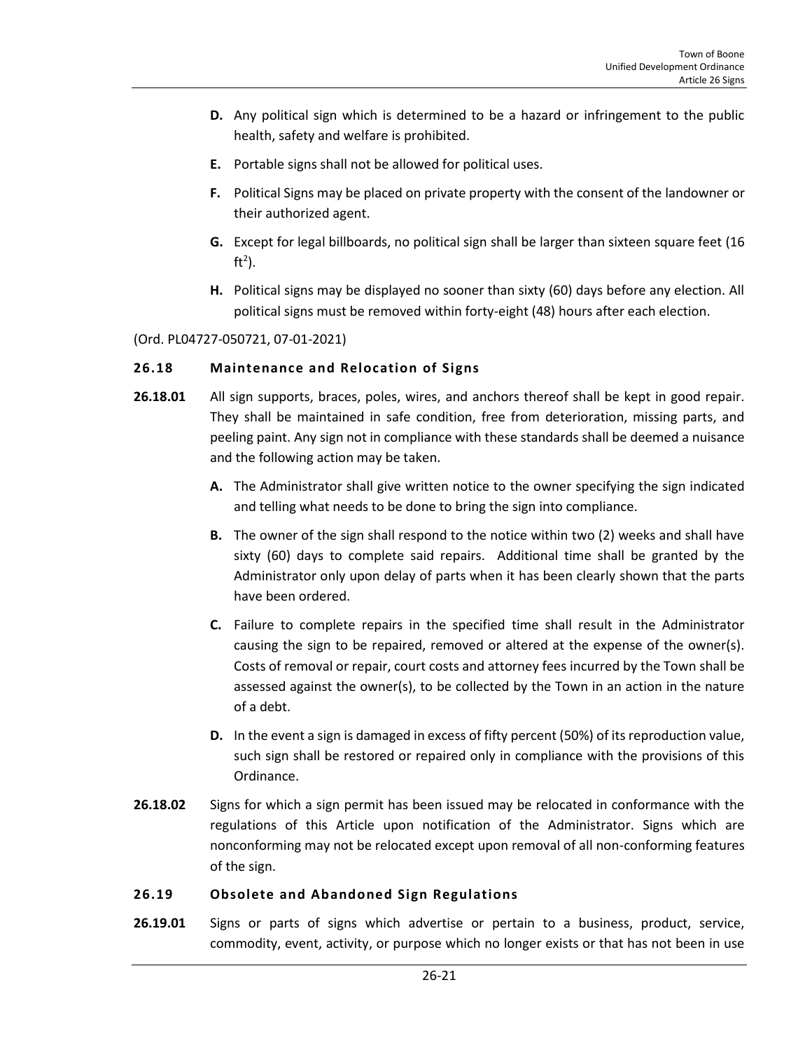**D.** Any political sign which is determined to be a hazard or infringement to the public health, safety and welfare is prohibited.

**E.** Portable signs shall not be allowed for political uses.

**F.** Political Signs may be placed on private property with the consent of the landowner or their authorized agent.

**G.** Except for legal billboards, no political sign shall be larger than sixteen square feet (16 $ft^2$).

**H.** Political signs may be displayed no sooner than sixty (60) days before any election. All political signs must be removed within forty-eight (48) hours after each election.

(Ord. PL04727-050721, 07-01-2021)

### 26.18 Maintenance and Relocation of Signs

**26.18.01** All sign supports, braces, poles, wires, and anchors thereof shall be kept in good repair. They shall be maintained in safe condition, free from deterioration, missing parts, and peeling paint. Any sign not in compliance with these standards shall be deemed a nuisance and the following action may be taken.

**A.** The Administrator shall give written notice to the owner specifying the sign indicated and telling what needs to be done to bring the sign into compliance.

**B.** The owner of the sign shall respond to the notice within two (2) weeks and shall have sixty (60) days to complete said repairs. Additional time shall be granted by the Administrator only upon delay of parts when it has been clearly shown that the parts have been ordered.

**C.** Failure to complete repairs in the specified time shall result in the Administrator causing the sign to be repaired, removed or altered at the expense of the owner(s). Costs of removal or repair, court costs and attorney fees incurred by the Town shall be assessed against the owner(s), to be collected by the Town in an action in the nature of a debt.

**D.** In the event a sign is damaged in excess of fifty percent (50%) of its reproduction value, such sign shall be restored or repaired only in compliance with the provisions of this Ordinance.

**26.18.02** Signs for which a sign permit has been issued may be relocated in conformance with the regulations of this Article upon notification of the Administrator. Signs which are nonconforming may not be relocated except upon removal of all non-conforming features of the sign.

### 26.19 Obsolete and Abandoned Sign Regulations

**26.19.01** Signs or parts of signs which advertise or pertain to a business, product, service, commodity, event, activity, or purpose which no longer exists or that has not been in use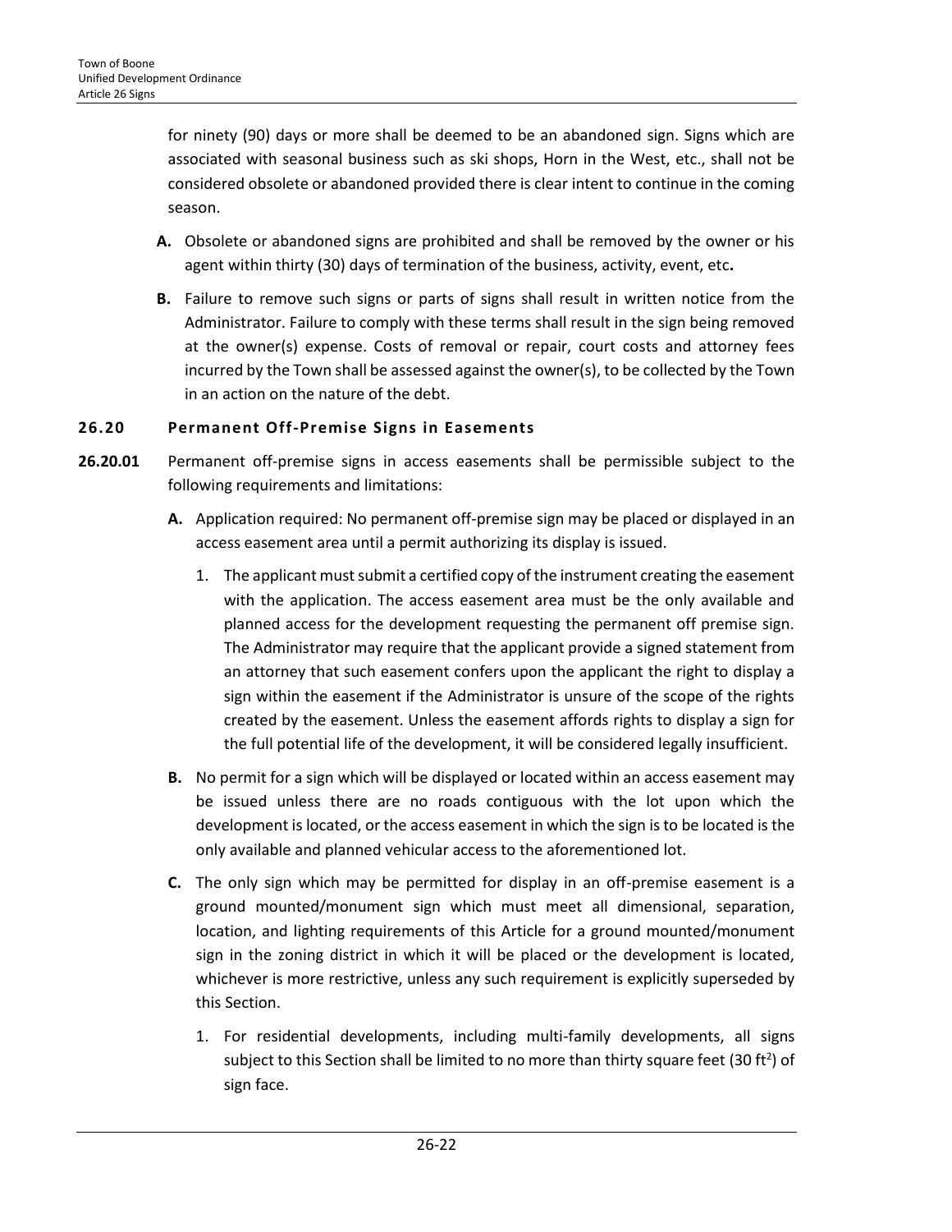for ninety (90) days or more shall be deemed to be an abandoned sign. Signs which are associated with seasonal business such as ski shops, Horn in the West, etc., shall not be considered obsolete or abandoned provided there is clear intent to continue in the coming season.

**A.** Obsolete or abandoned signs are prohibited and shall be removed by the owner or his agent within thirty (30) days of termination of the business, activity, event, etc**.**

**B.** Failure to remove such signs or parts of signs shall result in written notice from the Administrator. Failure to comply with these terms shall result in the sign being removed at the owner(s) expense. Costs of removal or repair, court costs and attorney fees incurred by the Town shall be assessed against the owner(s), to be collected by the Town in an action on the nature of the debt.

### 26.20 Permanent Off-Premise Signs in Easements

**26.20.01** Permanent off-premise signs in access easements shall be permissible subject to the following requirements and limitations:

**A.** Application required: No permanent off-premise sign may be placed or displayed in an access easement area until a permit authorizing its display is issued.

1. The applicant must submit a certified copy of the instrument creating the easement with the application. The access easement area must be the only available and planned access for the development requesting the permanent off premise sign. The Administrator may require that the applicant provide a signed statement from an attorney that such easement confers upon the applicant the right to display a sign within the easement if the Administrator is unsure of the scope of the rights created by the easement. Unless the easement affords rights to display a sign for the full potential life of the development, it will be considered legally insufficient.

**B.** No permit for a sign which will be displayed or located within an access easement may be issued unless there are no roads contiguous with the lot upon which the development is located, or the access easement in which the sign is to be located is the only available and planned vehicular access to the aforementioned lot.

**C.** The only sign which may be permitted for display in an off-premise easement is a ground mounted/monument sign which must meet all dimensional, separation, location, and lighting requirements of this Article for a ground mounted/monument sign in the zoning district in which it will be placed or the development is located, whichever is more restrictive, unless any such requirement is explicitly superseded by this Section.

1. For residential developments, including multi-family developments, all signs subject to this Section shall be limited to no more than thirty square feet (30 $ft^2$) of sign face.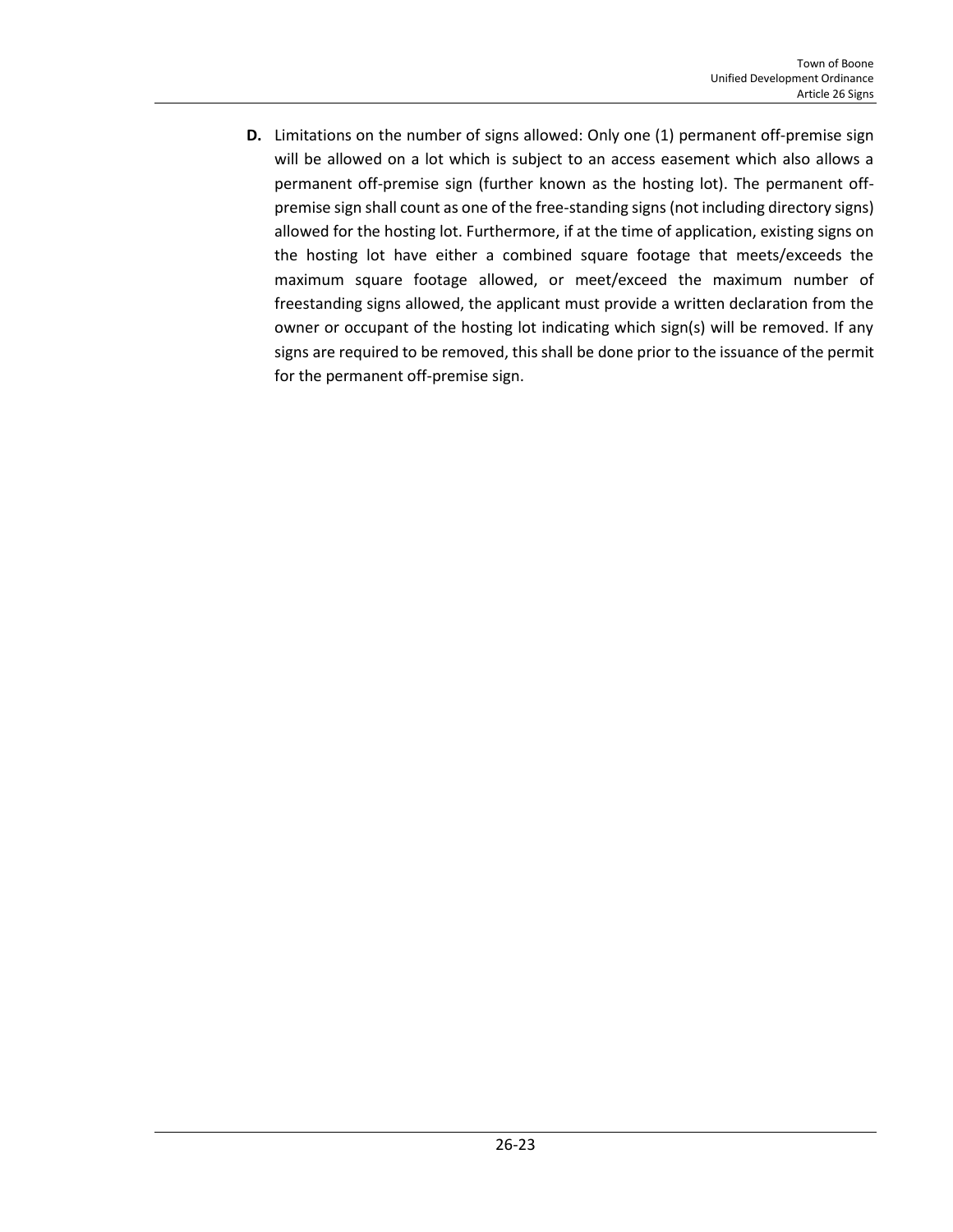**D.** Limitations on the number of signs allowed: Only one (1) permanent off-premise sign will be allowed on a lot which is subject to an access easement which also allows a permanent off-premise sign (further known as the hosting lot). The permanent off-premise sign shall count as one of the free-standing signs (not including directory signs) allowed for the hosting lot. Furthermore, if at the time of application, existing signs on the hosting lot have either a combined square footage that meets/exceeds the maximum square footage allowed, or meet/exceed the maximum number of freestanding signs allowed, the applicant must provide a written declaration from the owner or occupant of the hosting lot indicating which sign(s) will be removed. If any signs are required to be removed, this shall be done prior to the issuance of the permit for the permanent off-premise sign.